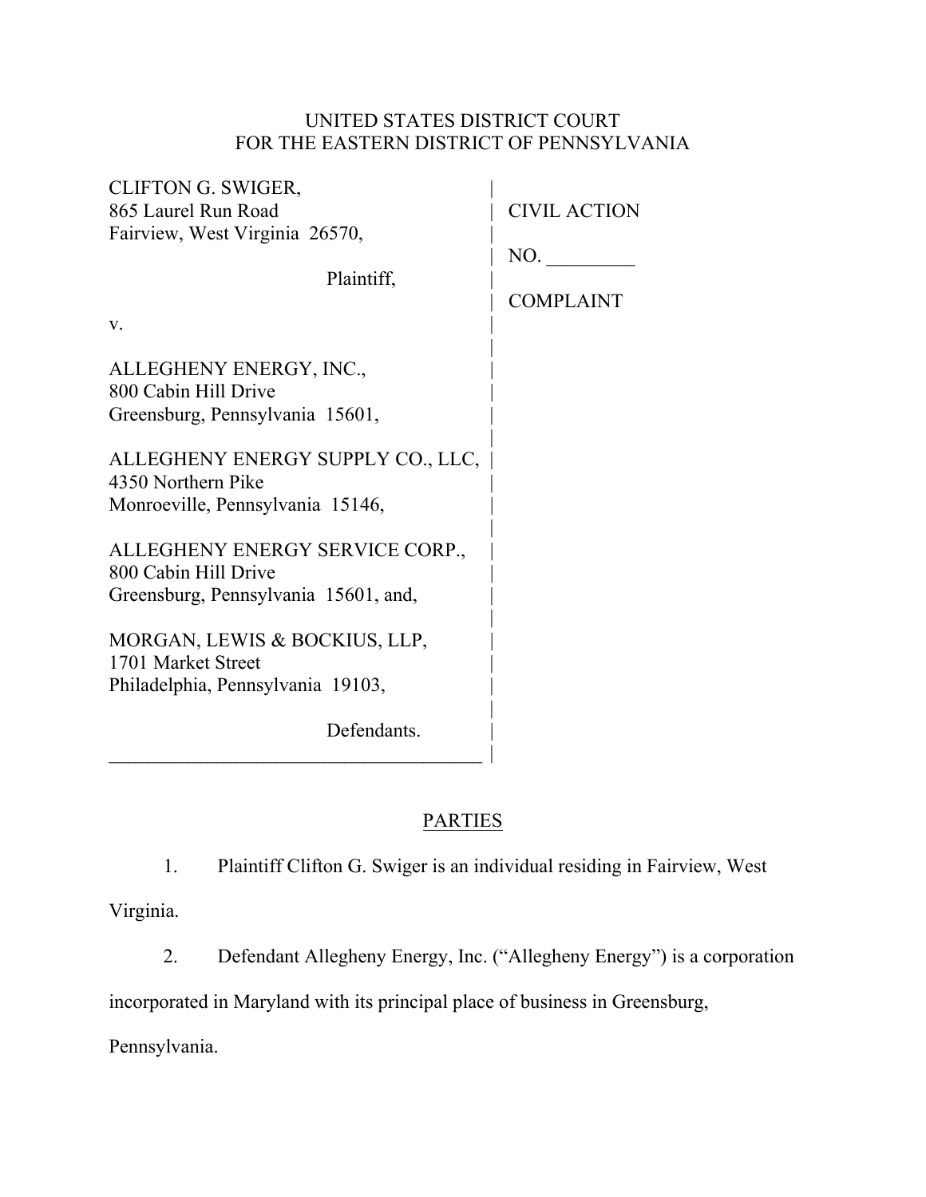UNITED STATES DISTRICT COURT
FOR THE EASTERN DISTRICT OF PENNSYLVANIA

| | |
|---|---|
| CLIFTON G. SWIGER,<br>865 Laurel Run Road<br>Fairview, West Virginia 26570,<br><br>Plaintiff,<br><br>v.<br><br>ALLEGHENY ENERGY, INC.,<br>800 Cabin Hill Drive<br>Greensburg, Pennsylvania 15601,<br><br>ALLEGHENY ENERGY SUPPLY CO., LLC,<br>4350 Northern Pike<br>Monroeville, Pennsylvania 15146,<br><br>ALLEGHENY ENERGY SERVICE CORP.,<br>800 Cabin Hill Drive<br>Greensburg, Pennsylvania 15601, and,<br><br>MORGAN, LEWIS & BOCKIUS, LLP,<br>1701 Market Street<br>Philadelphia, Pennsylvania 19103,<br><br>Defendants. | CIVIL ACTION<br><br>NO. _________<br><br>COMPLAINT |

## PARTIES

1. Plaintiff Clifton G. Swiger is an individual residing in Fairview, West Virginia.

2. Defendant Allegheny Energy, Inc. ("Allegheny Energy") is a corporation incorporated in Maryland with its principal place of business in Greensburg, Pennsylvania.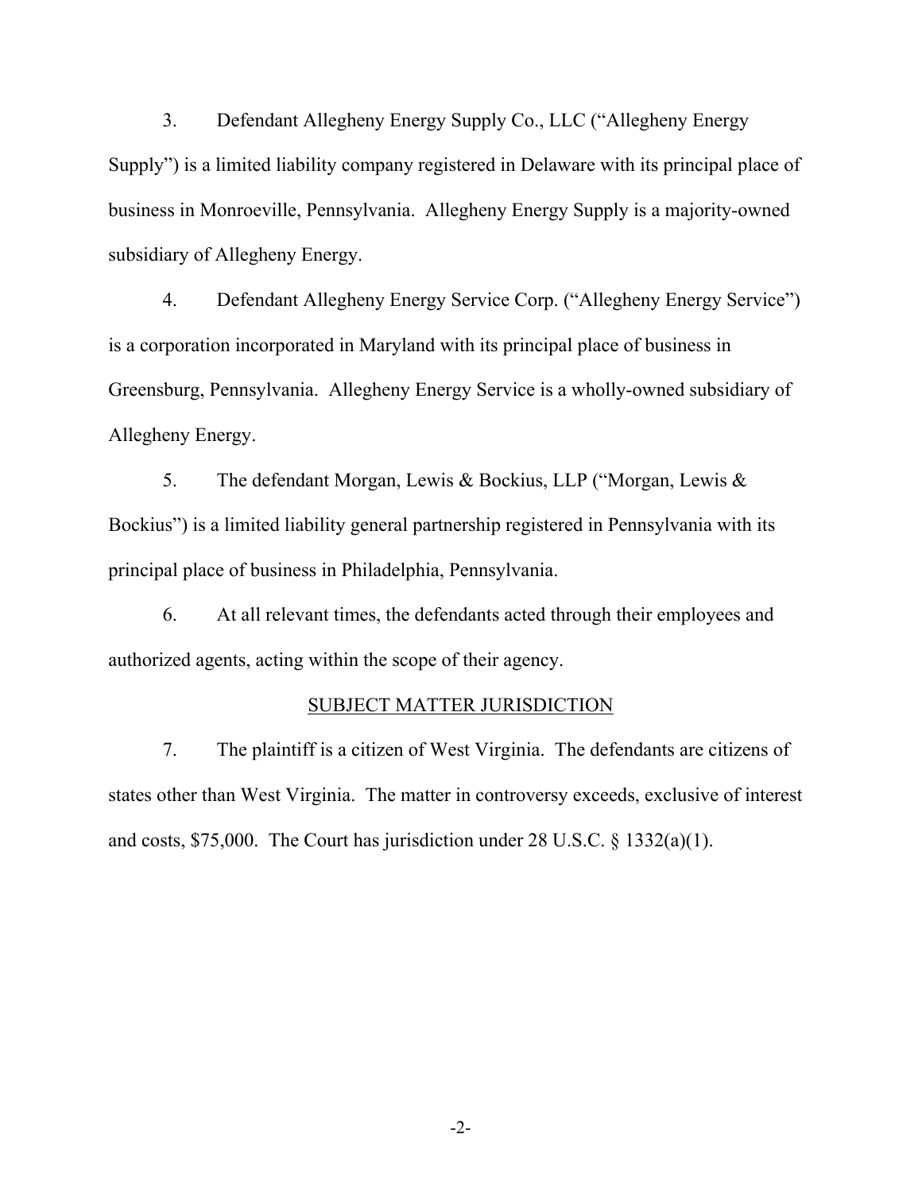3. Defendant Allegheny Energy Supply Co., LLC ("Allegheny Energy Supply") is a limited liability company registered in Delaware with its principal place of business in Monroeville, Pennsylvania. Allegheny Energy Supply is a majority-owned subsidiary of Allegheny Energy.

4. Defendant Allegheny Energy Service Corp. ("Allegheny Energy Service") is a corporation incorporated in Maryland with its principal place of business in Greensburg, Pennsylvania. Allegheny Energy Service is a wholly-owned subsidiary of Allegheny Energy.

5. The defendant Morgan, Lewis & Bockius, LLP ("Morgan, Lewis & Bockius") is a limited liability general partnership registered in Pennsylvania with its principal place of business in Philadelphia, Pennsylvania.

6. At all relevant times, the defendants acted through their employees and authorized agents, acting within the scope of their agency.

## SUBJECT MATTER JURISDICTION

7. The plaintiff is a citizen of West Virginia. The defendants are citizens of states other than West Virginia. The matter in controversy exceeds, exclusive of interest and costs, $75,000. The Court has jurisdiction under 28 U.S.C. § 1332(a)(1).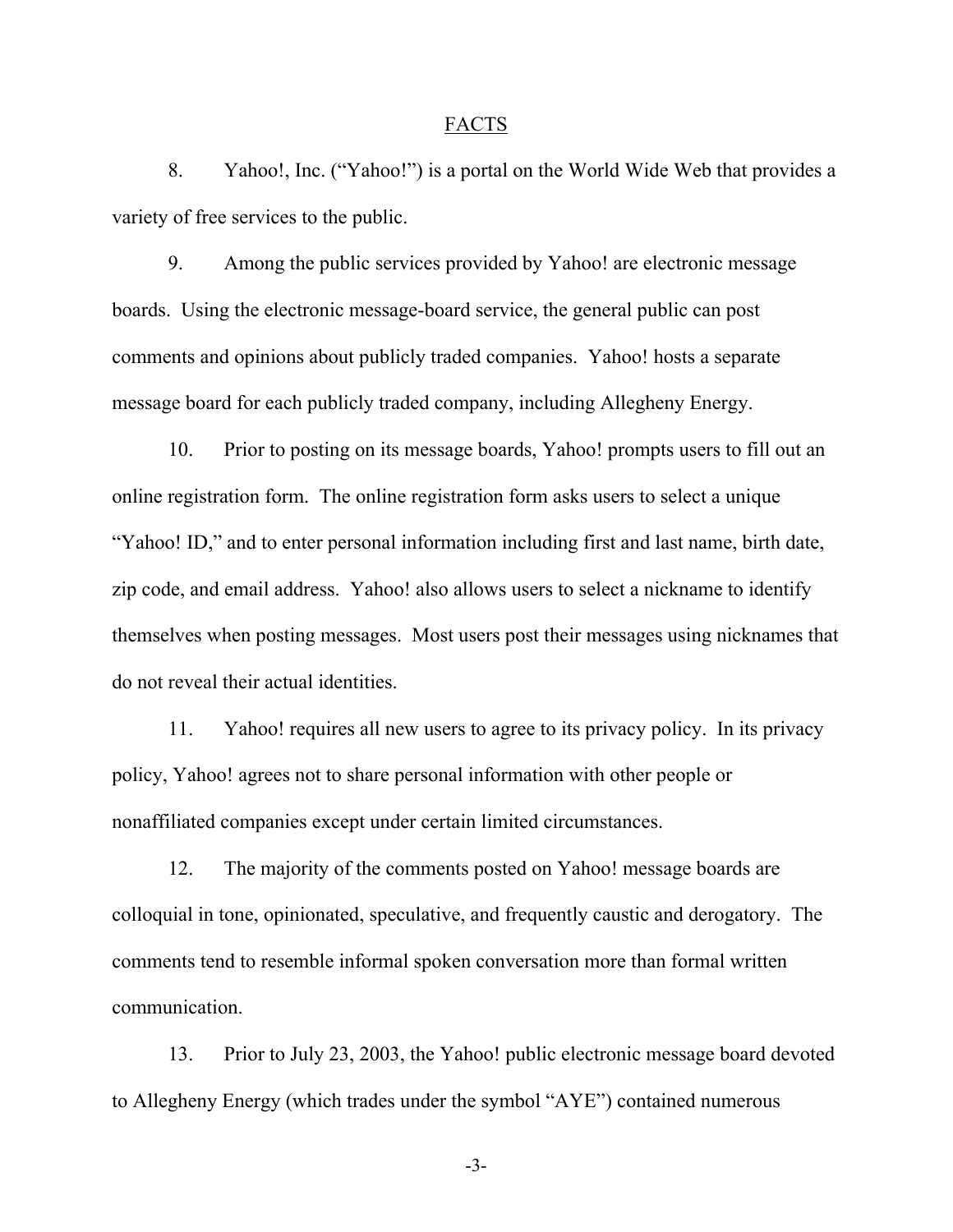## FACTS

8. Yahoo!, Inc. ("Yahoo!") is a portal on the World Wide Web that provides a variety of free services to the public.

9. Among the public services provided by Yahoo! are electronic message boards. Using the electronic message-board service, the general public can post comments and opinions about publicly traded companies. Yahoo! hosts a separate message board for each publicly traded company, including Allegheny Energy.

10. Prior to posting on its message boards, Yahoo! prompts users to fill out an online registration form. The online registration form asks users to select a unique "Yahoo! ID," and to enter personal information including first and last name, birth date, zip code, and email address. Yahoo! also allows users to select a nickname to identify themselves when posting messages. Most users post their messages using nicknames that do not reveal their actual identities.

11. Yahoo! requires all new users to agree to its privacy policy. In its privacy policy, Yahoo! agrees not to share personal information with other people or nonaffiliated companies except under certain limited circumstances.

12. The majority of the comments posted on Yahoo! message boards are colloquial in tone, opinionated, speculative, and frequently caustic and derogatory. The comments tend to resemble informal spoken conversation more than formal written communication.

13. Prior to July 23, 2003, the Yahoo! public electronic message board devoted to Allegheny Energy (which trades under the symbol "AYE") contained numerous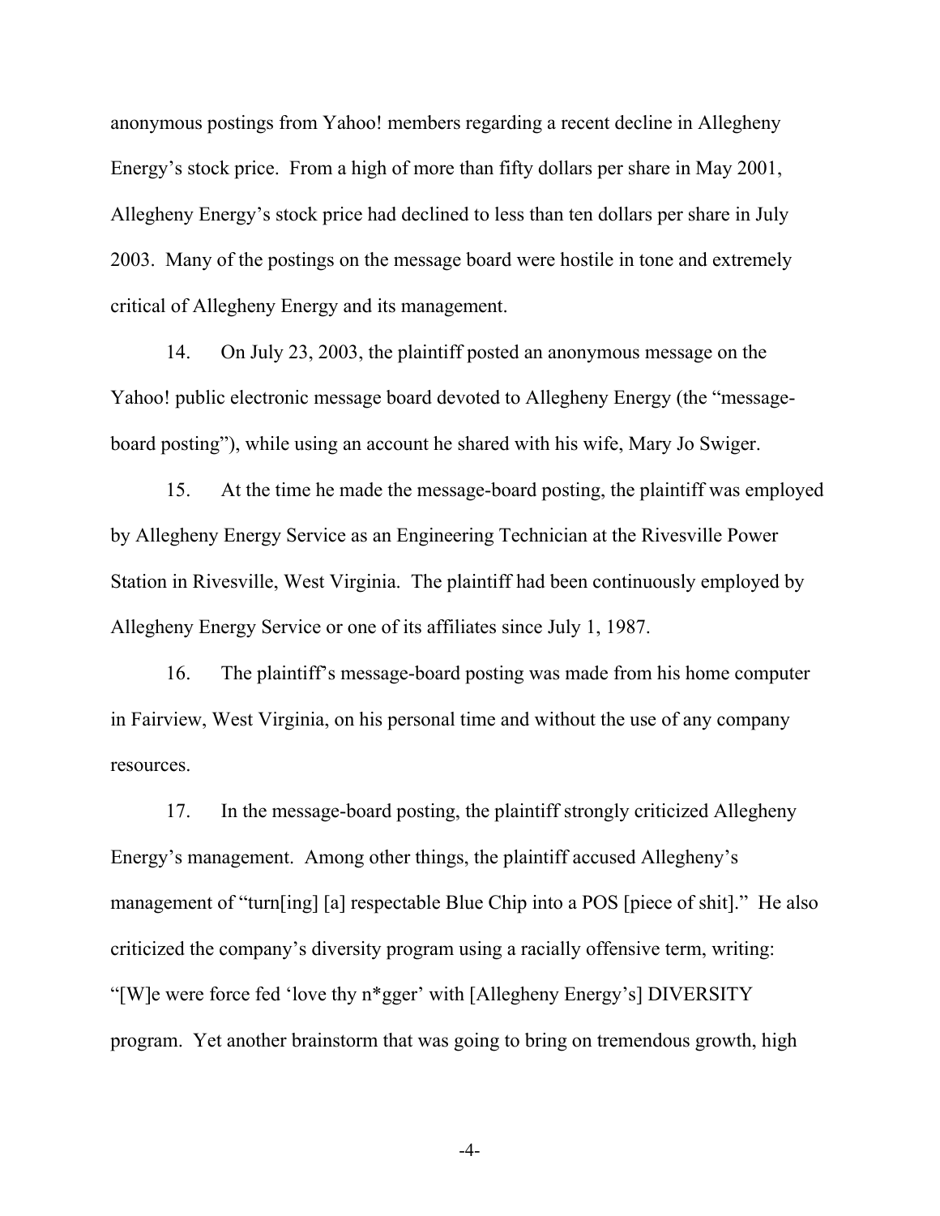anonymous postings from Yahoo! members regarding a recent decline in Allegheny Energy's stock price. From a high of more than fifty dollars per share in May 2001, Allegheny Energy's stock price had declined to less than ten dollars per share in July 2003. Many of the postings on the message board were hostile in tone and extremely critical of Allegheny Energy and its management.

14. On July 23, 2003, the plaintiff posted an anonymous message on the Yahoo! public electronic message board devoted to Allegheny Energy (the "message-board posting"), while using an account he shared with his wife, Mary Jo Swiger.

15. At the time he made the message-board posting, the plaintiff was employed by Allegheny Energy Service as an Engineering Technician at the Rivesville Power Station in Rivesville, West Virginia. The plaintiff had been continuously employed by Allegheny Energy Service or one of its affiliates since July 1, 1987.

16. The plaintiff's message-board posting was made from his home computer in Fairview, West Virginia, on his personal time and without the use of any company resources.

17. In the message-board posting, the plaintiff strongly criticized Allegheny Energy's management. Among other things, the plaintiff accused Allegheny's management of "turn[ing] [a] respectable Blue Chip into a POS [piece of shit]." He also criticized the company's diversity program using a racially offensive term, writing: "[W]e were force fed 'love thy n*gger' with [Allegheny Energy's] DIVERSITY program. Yet another brainstorm that was going to bring on tremendous growth, high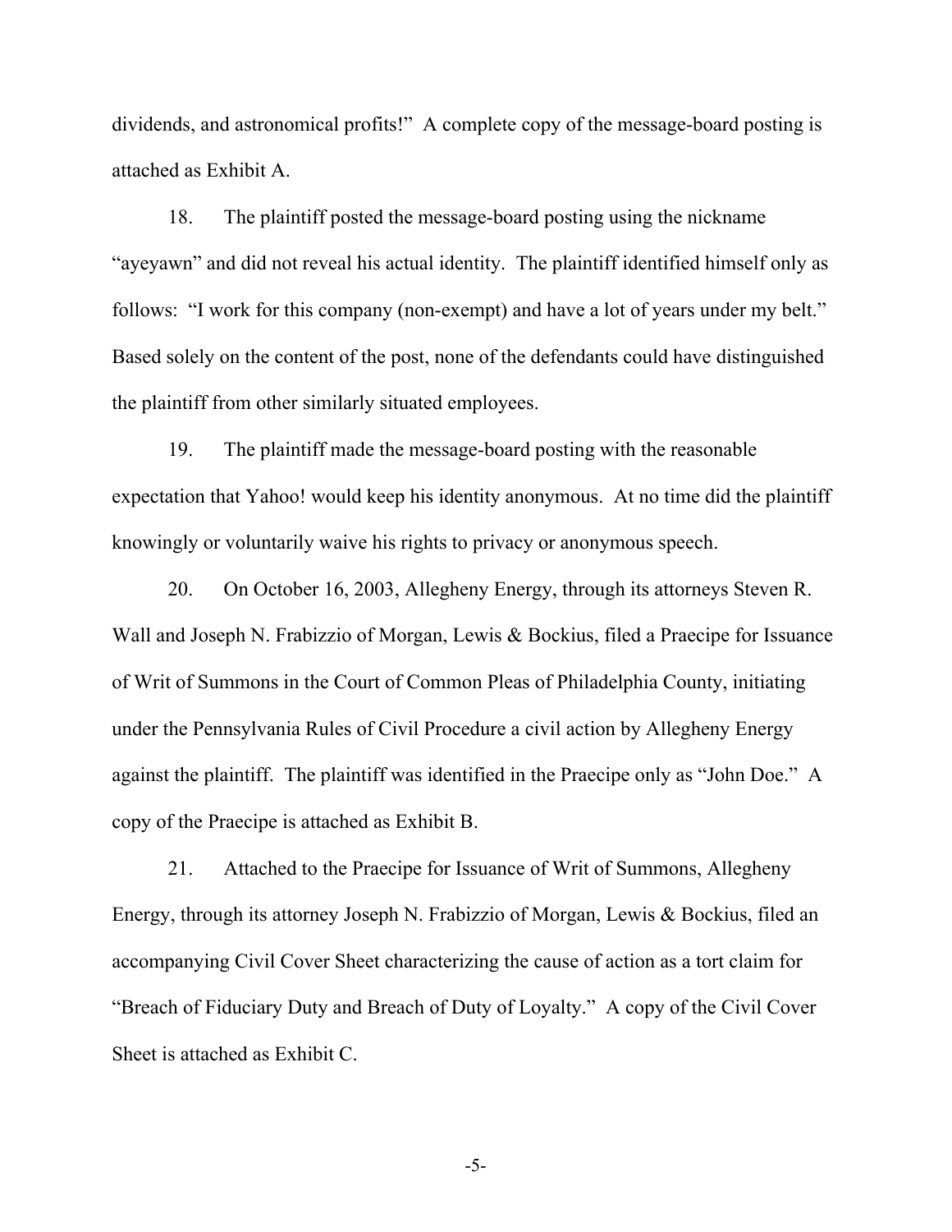dividends, and astronomical profits!" A complete copy of the message-board posting is attached as Exhibit A.

18. The plaintiff posted the message-board posting using the nickname "ayeyawn" and did not reveal his actual identity. The plaintiff identified himself only as follows: "I work for this company (non-exempt) and have a lot of years under my belt." Based solely on the content of the post, none of the defendants could have distinguished the plaintiff from other similarly situated employees.

19. The plaintiff made the message-board posting with the reasonable expectation that Yahoo! would keep his identity anonymous. At no time did the plaintiff knowingly or voluntarily waive his rights to privacy or anonymous speech.

20. On October 16, 2003, Allegheny Energy, through its attorneys Steven R. Wall and Joseph N. Frabizzio of Morgan, Lewis & Bockius, filed a Praecipe for Issuance of Writ of Summons in the Court of Common Pleas of Philadelphia County, initiating under the Pennsylvania Rules of Civil Procedure a civil action by Allegheny Energy against the plaintiff. The plaintiff was identified in the Praecipe only as "John Doe." A copy of the Praecipe is attached as Exhibit B.

21. Attached to the Praecipe for Issuance of Writ of Summons, Allegheny Energy, through its attorney Joseph N. Frabizzio of Morgan, Lewis & Bockius, filed an accompanying Civil Cover Sheet characterizing the cause of action as a tort claim for "Breach of Fiduciary Duty and Breach of Duty of Loyalty." A copy of the Civil Cover Sheet is attached as Exhibit C.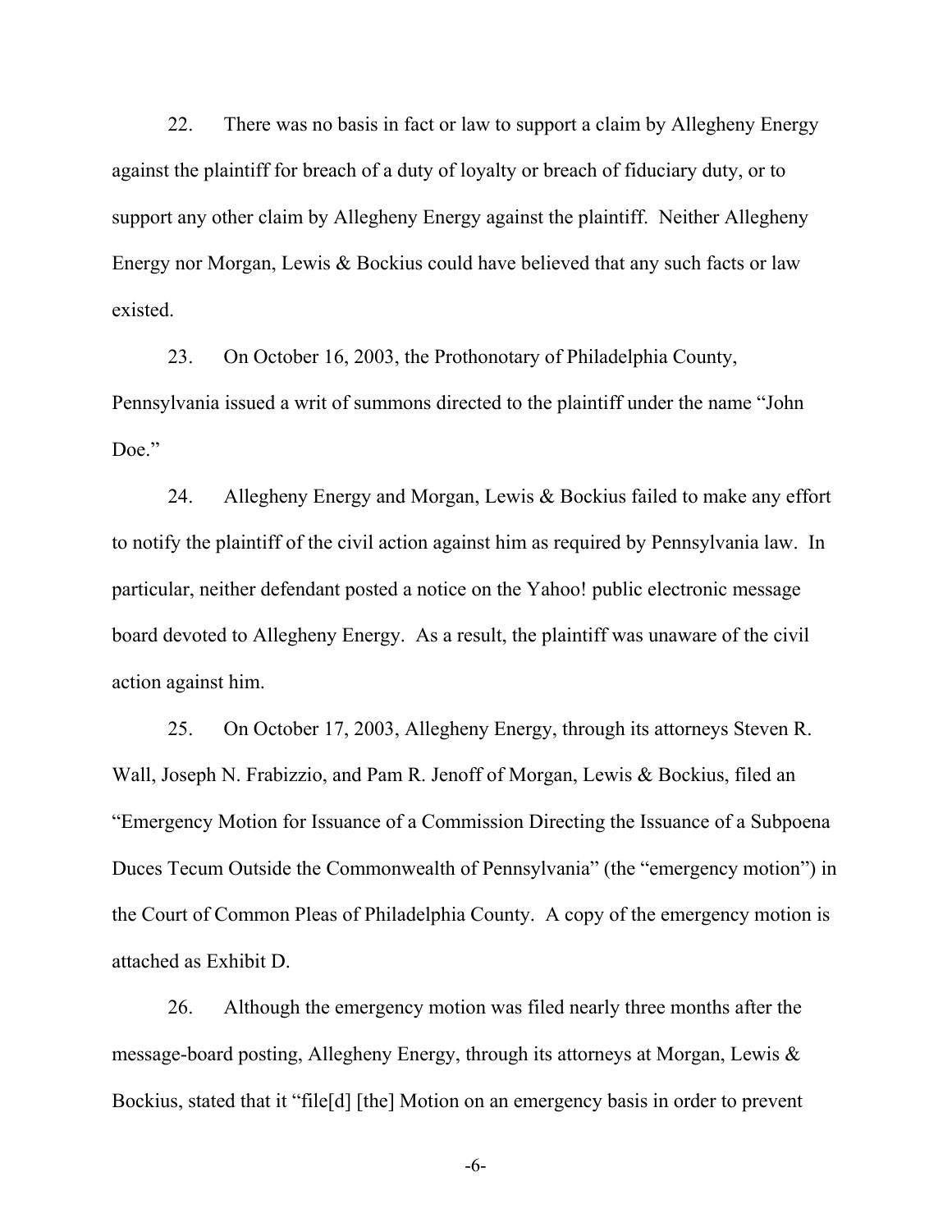22. There was no basis in fact or law to support a claim by Allegheny Energy against the plaintiff for breach of a duty of loyalty or breach of fiduciary duty, or to support any other claim by Allegheny Energy against the plaintiff. Neither Allegheny Energy nor Morgan, Lewis & Bockius could have believed that any such facts or law existed.

23. On October 16, 2003, the Prothonotary of Philadelphia County, Pennsylvania issued a writ of summons directed to the plaintiff under the name "John Doe."

24. Allegheny Energy and Morgan, Lewis & Bockius failed to make any effort to notify the plaintiff of the civil action against him as required by Pennsylvania law. In particular, neither defendant posted a notice on the Yahoo! public electronic message board devoted to Allegheny Energy. As a result, the plaintiff was unaware of the civil action against him.

25. On October 17, 2003, Allegheny Energy, through its attorneys Steven R. Wall, Joseph N. Frabizzio, and Pam R. Jenoff of Morgan, Lewis & Bockius, filed an "Emergency Motion for Issuance of a Commission Directing the Issuance of a Subpoena Duces Tecum Outside the Commonwealth of Pennsylvania" (the "emergency motion") in the Court of Common Pleas of Philadelphia County. A copy of the emergency motion is attached as Exhibit D.

26. Although the emergency motion was filed nearly three months after the message-board posting, Allegheny Energy, through its attorneys at Morgan, Lewis & Bockius, stated that it "file[d] [the] Motion on an emergency basis in order to prevent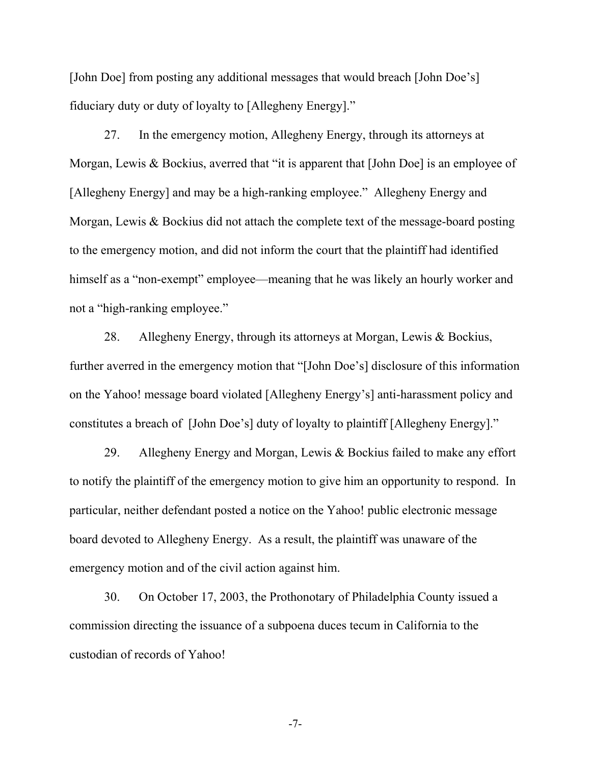[John Doe] from posting any additional messages that would breach [John Doe's] fiduciary duty or duty of loyalty to [Allegheny Energy]."

27. In the emergency motion, Allegheny Energy, through its attorneys at Morgan, Lewis & Bockius, averred that "it is apparent that [John Doe] is an employee of [Allegheny Energy] and may be a high-ranking employee." Allegheny Energy and Morgan, Lewis & Bockius did not attach the complete text of the message-board posting to the emergency motion, and did not inform the court that the plaintiff had identified himself as a "non-exempt" employee—meaning that he was likely an hourly worker and not a "high-ranking employee."

28. Allegheny Energy, through its attorneys at Morgan, Lewis & Bockius, further averred in the emergency motion that "[John Doe's] disclosure of this information on the Yahoo! message board violated [Allegheny Energy's] anti-harassment policy and constitutes a breach of [John Doe's] duty of loyalty to plaintiff [Allegheny Energy]."

29. Allegheny Energy and Morgan, Lewis & Bockius failed to make any effort to notify the plaintiff of the emergency motion to give him an opportunity to respond. In particular, neither defendant posted a notice on the Yahoo! public electronic message board devoted to Allegheny Energy. As a result, the plaintiff was unaware of the emergency motion and of the civil action against him.

30. On October 17, 2003, the Prothonotary of Philadelphia County issued a commission directing the issuance of a subpoena duces tecum in California to the custodian of records of Yahoo!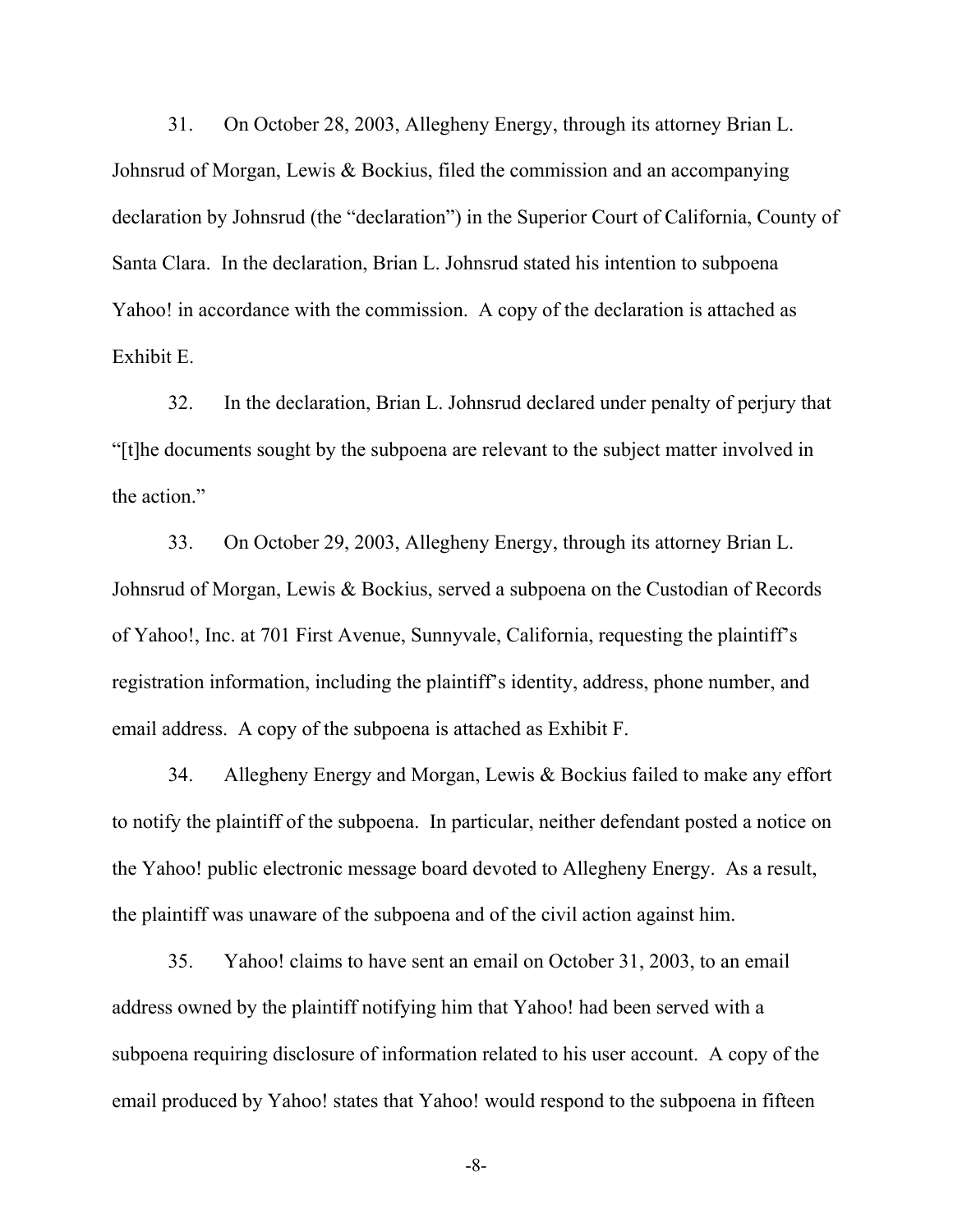31. On October 28, 2003, Allegheny Energy, through its attorney Brian L. Johnsrud of Morgan, Lewis & Bockius, filed the commission and an accompanying declaration by Johnsrud (the "declaration") in the Superior Court of California, County of Santa Clara. In the declaration, Brian L. Johnsrud stated his intention to subpoena Yahoo! in accordance with the commission. A copy of the declaration is attached as Exhibit E.

32. In the declaration, Brian L. Johnsrud declared under penalty of perjury that "[t]he documents sought by the subpoena are relevant to the subject matter involved in the action."

33. On October 29, 2003, Allegheny Energy, through its attorney Brian L. Johnsrud of Morgan, Lewis & Bockius, served a subpoena on the Custodian of Records of Yahoo!, Inc. at 701 First Avenue, Sunnyvale, California, requesting the plaintiff's registration information, including the plaintiff's identity, address, phone number, and email address. A copy of the subpoena is attached as Exhibit F.

34. Allegheny Energy and Morgan, Lewis & Bockius failed to make any effort to notify the plaintiff of the subpoena. In particular, neither defendant posted a notice on the Yahoo! public electronic message board devoted to Allegheny Energy. As a result, the plaintiff was unaware of the subpoena and of the civil action against him.

35. Yahoo! claims to have sent an email on October 31, 2003, to an email address owned by the plaintiff notifying him that Yahoo! had been served with a subpoena requiring disclosure of information related to his user account. A copy of the email produced by Yahoo! states that Yahoo! would respond to the subpoena in fifteen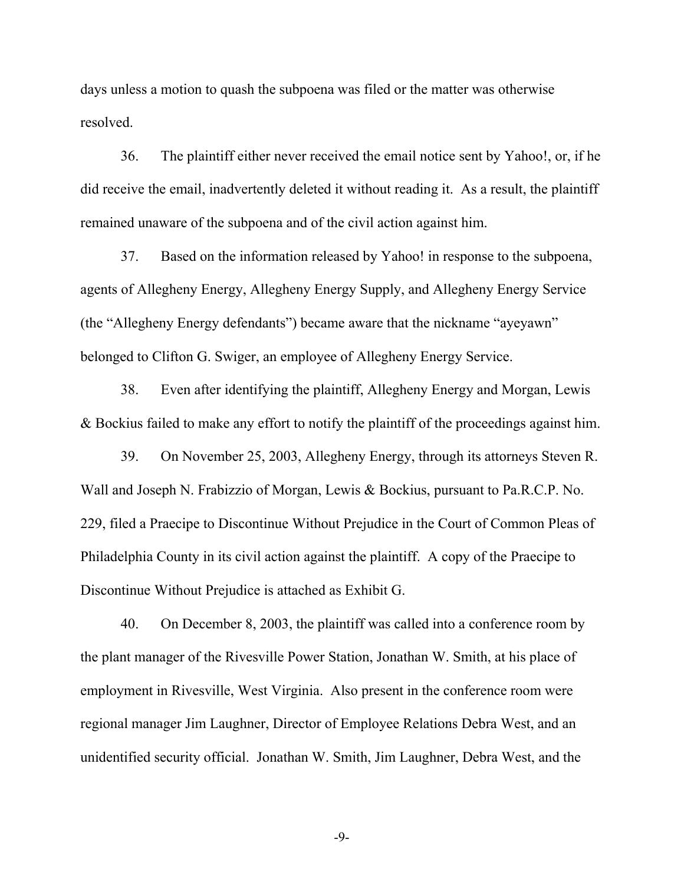days unless a motion to quash the subpoena was filed or the matter was otherwise resolved.

36. The plaintiff either never received the email notice sent by Yahoo!, or, if he did receive the email, inadvertently deleted it without reading it. As a result, the plaintiff remained unaware of the subpoena and of the civil action against him.

37. Based on the information released by Yahoo! in response to the subpoena, agents of Allegheny Energy, Allegheny Energy Supply, and Allegheny Energy Service (the "Allegheny Energy defendants") became aware that the nickname "ayeyawn" belonged to Clifton G. Swiger, an employee of Allegheny Energy Service.

38. Even after identifying the plaintiff, Allegheny Energy and Morgan, Lewis & Bockius failed to make any effort to notify the plaintiff of the proceedings against him.

39. On November 25, 2003, Allegheny Energy, through its attorneys Steven R. Wall and Joseph N. Frabizzio of Morgan, Lewis & Bockius, pursuant to Pa.R.C.P. No. 229, filed a Praecipe to Discontinue Without Prejudice in the Court of Common Pleas of Philadelphia County in its civil action against the plaintiff. A copy of the Praecipe to Discontinue Without Prejudice is attached as Exhibit G.

40. On December 8, 2003, the plaintiff was called into a conference room by the plant manager of the Rivesville Power Station, Jonathan W. Smith, at his place of employment in Rivesville, West Virginia. Also present in the conference room were regional manager Jim Laughner, Director of Employee Relations Debra West, and an unidentified security official. Jonathan W. Smith, Jim Laughner, Debra West, and the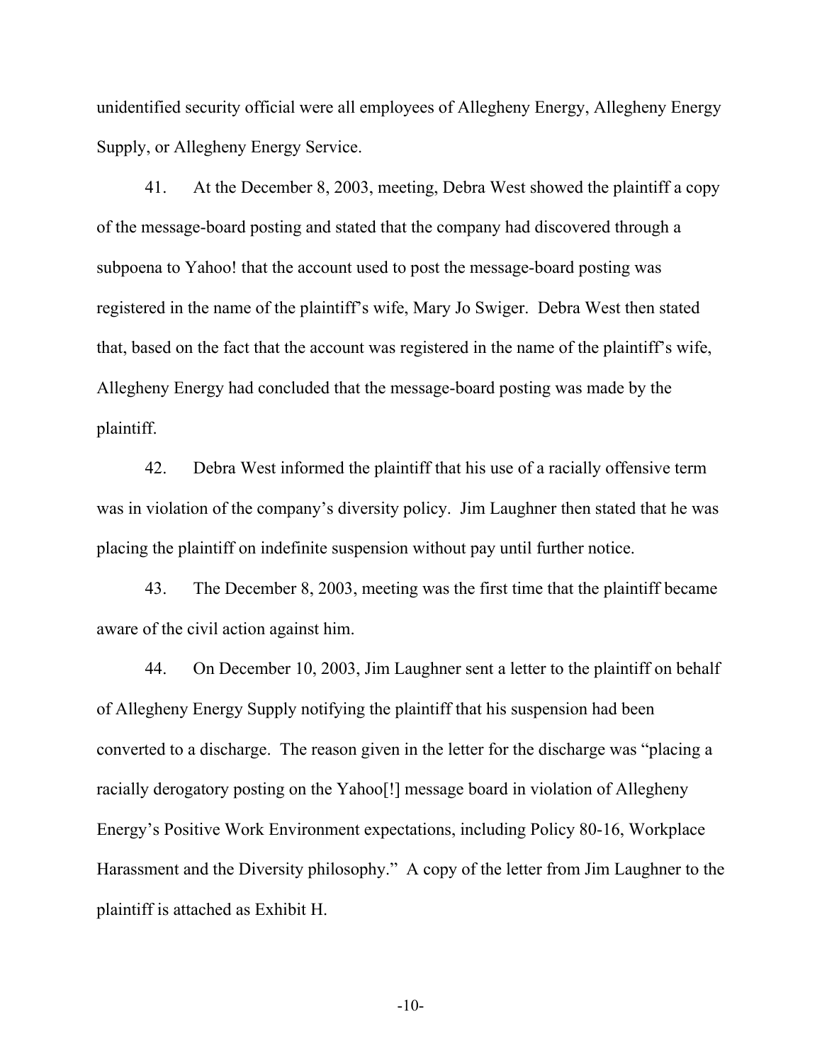unidentified security official were all employees of Allegheny Energy, Allegheny Energy Supply, or Allegheny Energy Service.

41. At the December 8, 2003, meeting, Debra West showed the plaintiff a copy of the message-board posting and stated that the company had discovered through a subpoena to Yahoo! that the account used to post the message-board posting was registered in the name of the plaintiff's wife, Mary Jo Swiger. Debra West then stated that, based on the fact that the account was registered in the name of the plaintiff's wife, Allegheny Energy had concluded that the message-board posting was made by the plaintiff.

42. Debra West informed the plaintiff that his use of a racially offensive term was in violation of the company's diversity policy. Jim Laughner then stated that he was placing the plaintiff on indefinite suspension without pay until further notice.

43. The December 8, 2003, meeting was the first time that the plaintiff became aware of the civil action against him.

44. On December 10, 2003, Jim Laughner sent a letter to the plaintiff on behalf of Allegheny Energy Supply notifying the plaintiff that his suspension had been converted to a discharge. The reason given in the letter for the discharge was "placing a racially derogatory posting on the Yahoo[!] message board in violation of Allegheny Energy's Positive Work Environment expectations, including Policy 80-16, Workplace Harassment and the Diversity philosophy." A copy of the letter from Jim Laughner to the plaintiff is attached as Exhibit H.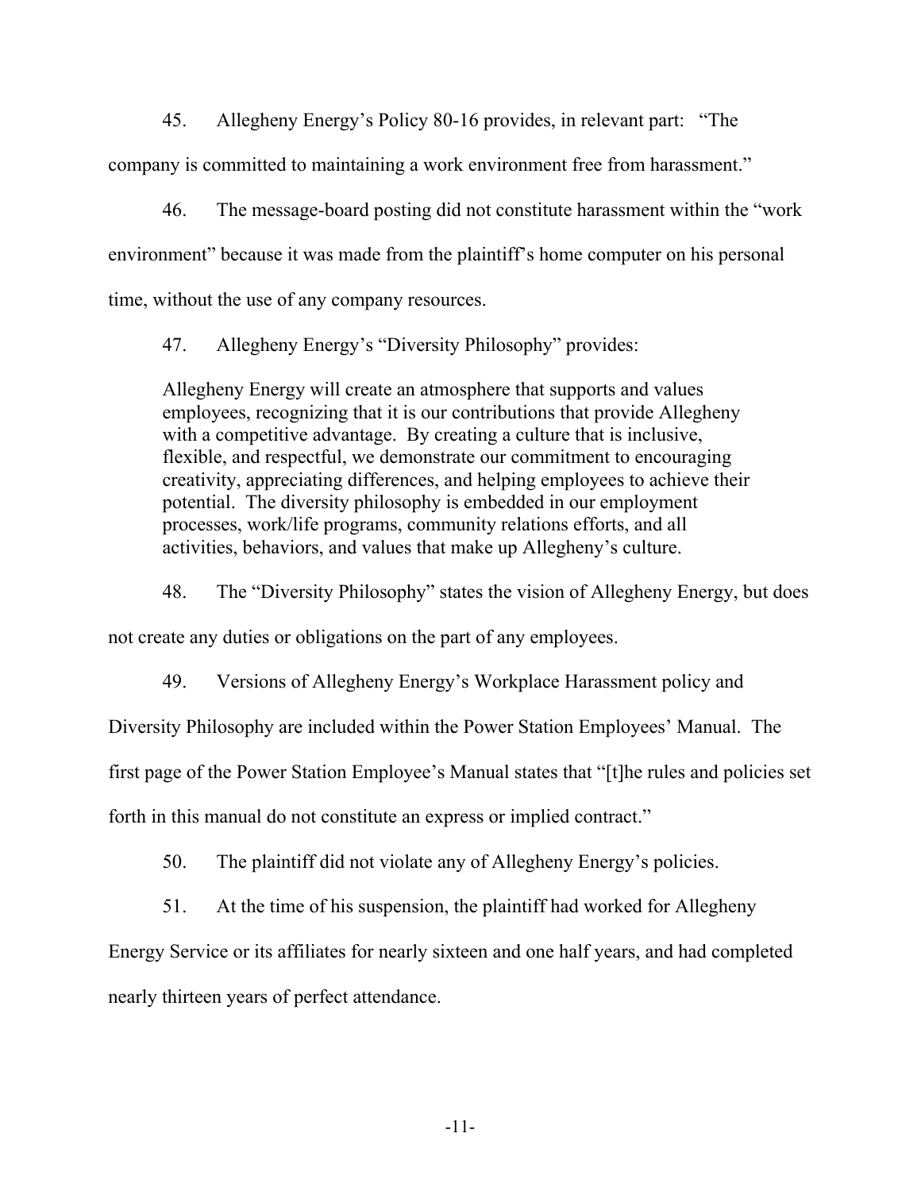45. Allegheny Energy's Policy 80-16 provides, in relevant part: "The company is committed to maintaining a work environment free from harassment."

46. The message-board posting did not constitute harassment within the "work environment" because it was made from the plaintiff's home computer on his personal time, without the use of any company resources.

47. Allegheny Energy's "Diversity Philosophy" provides:

> Allegheny Energy will create an atmosphere that supports and values employees, recognizing that it is our contributions that provide Allegheny with a competitive advantage. By creating a culture that is inclusive, flexible, and respectful, we demonstrate our commitment to encouraging creativity, appreciating differences, and helping employees to achieve their potential. The diversity philosophy is embedded in our employment processes, work/life programs, community relations efforts, and all activities, behaviors, and values that make up Allegheny's culture.

48. The "Diversity Philosophy" states the vision of Allegheny Energy, but does not create any duties or obligations on the part of any employees.

49. Versions of Allegheny Energy's Workplace Harassment policy and Diversity Philosophy are included within the Power Station Employees' Manual. The first page of the Power Station Employee's Manual states that "[t]he rules and policies set forth in this manual do not constitute an express or implied contract."

50. The plaintiff did not violate any of Allegheny Energy's policies.

51. At the time of his suspension, the plaintiff had worked for Allegheny Energy Service or its affiliates for nearly sixteen and one half years, and had completed nearly thirteen years of perfect attendance.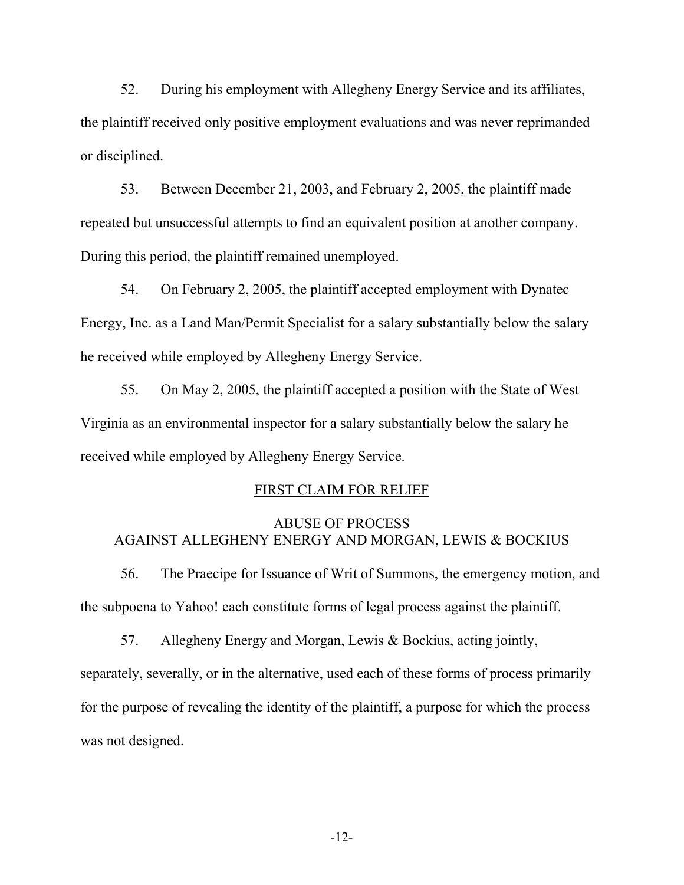52. During his employment with Allegheny Energy Service and its affiliates, the plaintiff received only positive employment evaluations and was never reprimanded or disciplined.

53. Between December 21, 2003, and February 2, 2005, the plaintiff made repeated but unsuccessful attempts to find an equivalent position at another company. During this period, the plaintiff remained unemployed.

54. On February 2, 2005, the plaintiff accepted employment with Dynatec Energy, Inc. as a Land Man/Permit Specialist for a salary substantially below the salary he received while employed by Allegheny Energy Service.

55. On May 2, 2005, the plaintiff accepted a position with the State of West Virginia as an environmental inspector for a salary substantially below the salary he received while employed by Allegheny Energy Service.

## FIRST CLAIM FOR RELIEF

### ABUSE OF PROCESS AGAINST ALLEGHENY ENERGY AND MORGAN, LEWIS & BOCKIUS

56. The Praecipe for Issuance of Writ of Summons, the emergency motion, and the subpoena to Yahoo! each constitute forms of legal process against the plaintiff.

57. Allegheny Energy and Morgan, Lewis & Bockius, acting jointly, separately, severally, or in the alternative, used each of these forms of process primarily for the purpose of revealing the identity of the plaintiff, a purpose for which the process was not designed.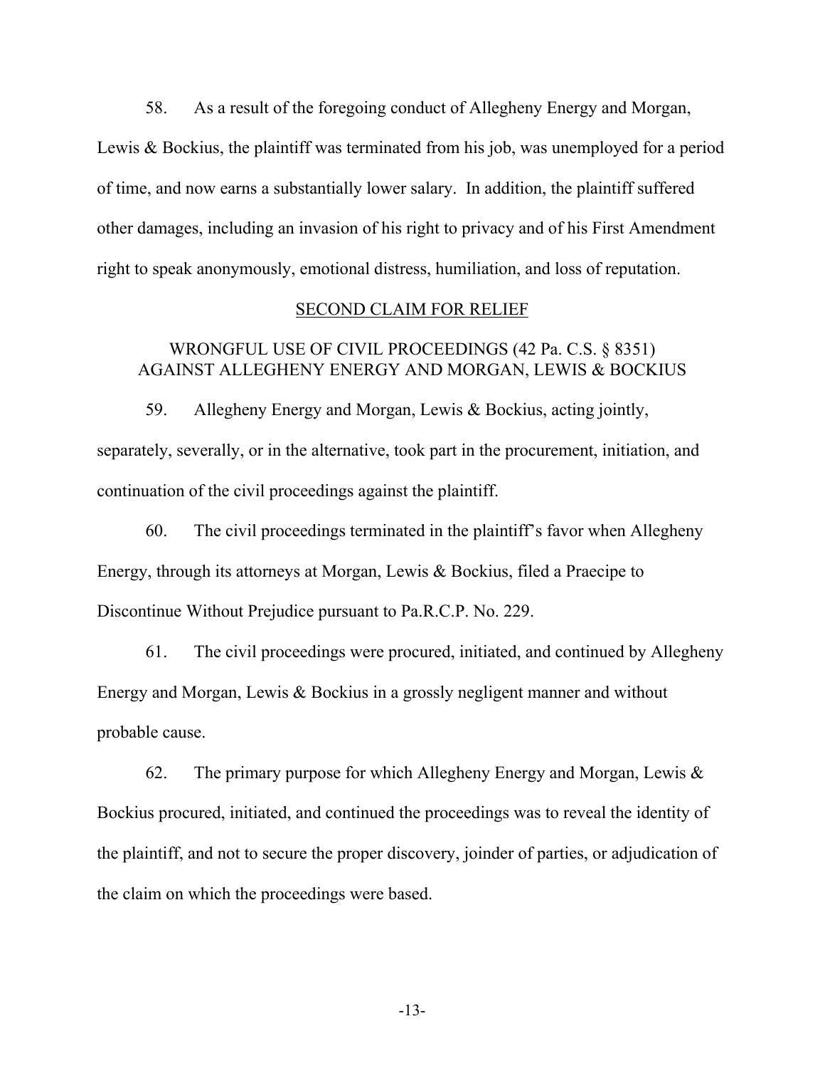58. As a result of the foregoing conduct of Allegheny Energy and Morgan, Lewis & Bockius, the plaintiff was terminated from his job, was unemployed for a period of time, and now earns a substantially lower salary. In addition, the plaintiff suffered other damages, including an invasion of his right to privacy and of his First Amendment right to speak anonymously, emotional distress, humiliation, and loss of reputation.

<u>SECOND CLAIM FOR RELIEF</u>

WRONGFUL USE OF CIVIL PROCEEDINGS (42 Pa. C.S. § 8351)
AGAINST ALLEGHENY ENERGY AND MORGAN, LEWIS & BOCKIUS

59. Allegheny Energy and Morgan, Lewis & Bockius, acting jointly, separately, severally, or in the alternative, took part in the procurement, initiation, and continuation of the civil proceedings against the plaintiff.

60. The civil proceedings terminated in the plaintiff's favor when Allegheny Energy, through its attorneys at Morgan, Lewis & Bockius, filed a Praecipe to Discontinue Without Prejudice pursuant to Pa.R.C.P. No. 229.

61. The civil proceedings were procured, initiated, and continued by Allegheny Energy and Morgan, Lewis & Bockius in a grossly negligent manner and without probable cause.

62. The primary purpose for which Allegheny Energy and Morgan, Lewis & Bockius procured, initiated, and continued the proceedings was to reveal the identity of the plaintiff, and not to secure the proper discovery, joinder of parties, or adjudication of the claim on which the proceedings were based.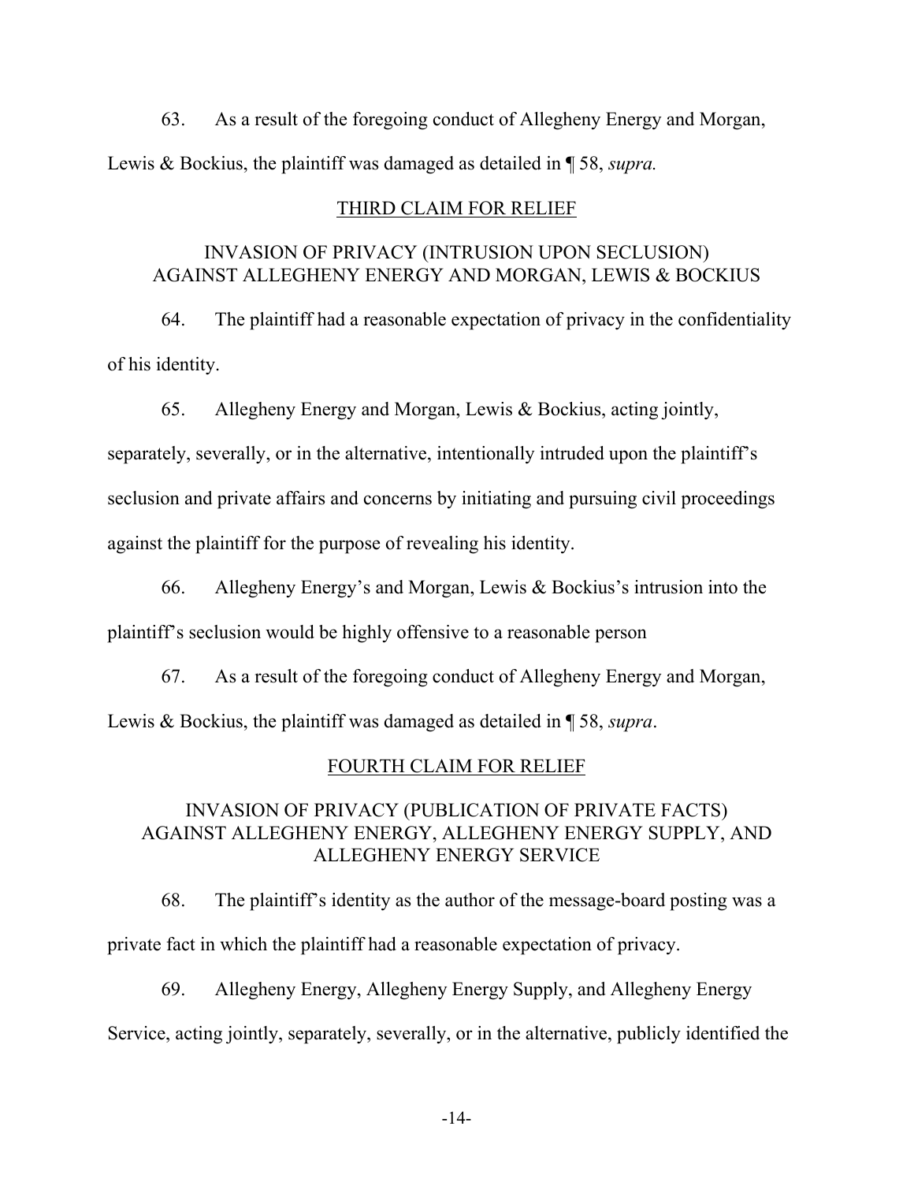63. As a result of the foregoing conduct of Allegheny Energy and Morgan, Lewis & Bockius, the plaintiff was damaged as detailed in ¶ 58, *supra.*

## THIRD CLAIM FOR RELIEF

### INVASION OF PRIVACY (INTRUSION UPON SECLUSION) AGAINST ALLEGHENY ENERGY AND MORGAN, LEWIS & BOCKIUS

64. The plaintiff had a reasonable expectation of privacy in the confidentiality of his identity.

65. Allegheny Energy and Morgan, Lewis & Bockius, acting jointly, separately, severally, or in the alternative, intentionally intruded upon the plaintiff's seclusion and private affairs and concerns by initiating and pursuing civil proceedings against the plaintiff for the purpose of revealing his identity.

66. Allegheny Energy's and Morgan, Lewis & Bockius's intrusion into the plaintiff's seclusion would be highly offensive to a reasonable person

67. As a result of the foregoing conduct of Allegheny Energy and Morgan, Lewis & Bockius, the plaintiff was damaged as detailed in ¶ 58, *supra*.

## FOURTH CLAIM FOR RELIEF

### INVASION OF PRIVACY (PUBLICATION OF PRIVATE FACTS) AGAINST ALLEGHENY ENERGY, ALLEGHENY ENERGY SUPPLY, AND ALLEGHENY ENERGY SERVICE

68. The plaintiff's identity as the author of the message-board posting was a private fact in which the plaintiff had a reasonable expectation of privacy.

69. Allegheny Energy, Allegheny Energy Supply, and Allegheny Energy Service, acting jointly, separately, severally, or in the alternative, publicly identified the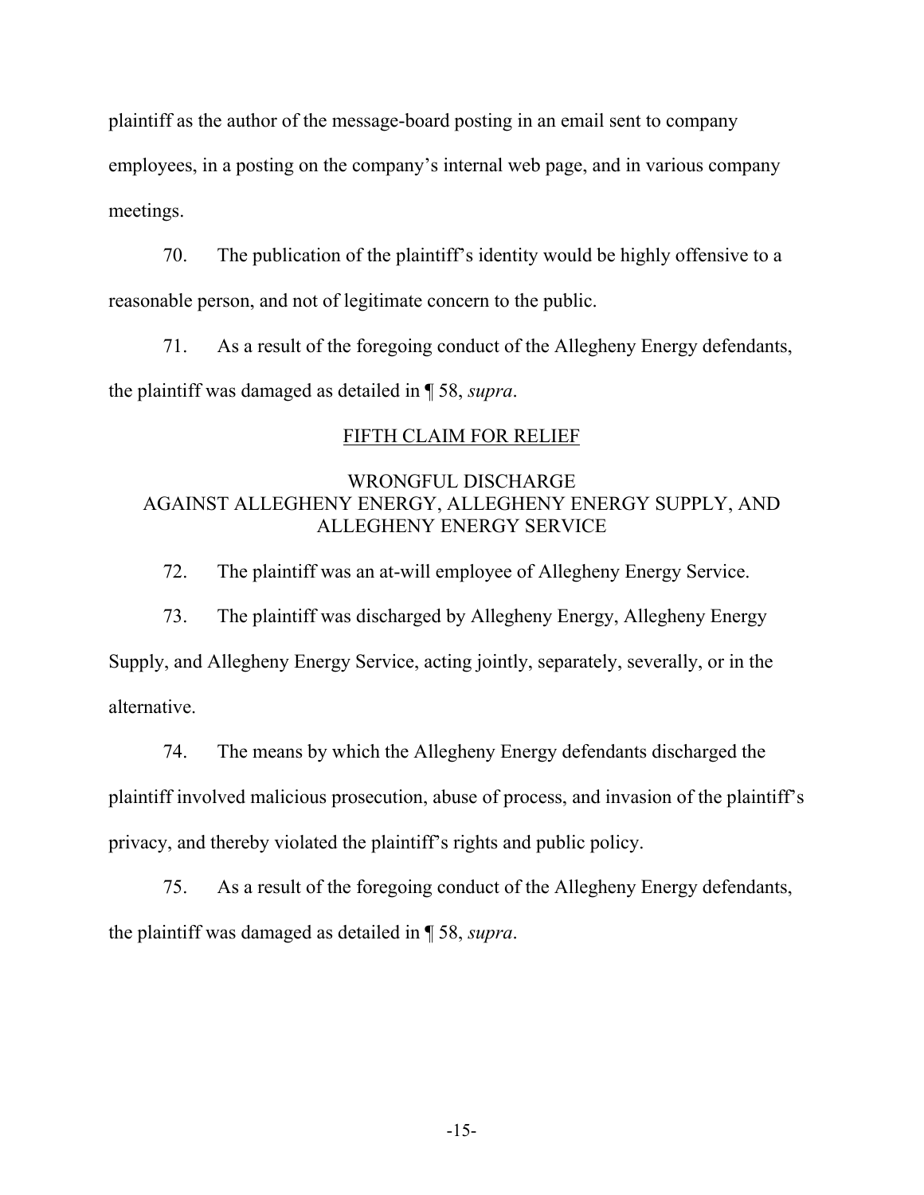plaintiff as the author of the message-board posting in an email sent to company employees, in a posting on the company's internal web page, and in various company meetings.

70. The publication of the plaintiff's identity would be highly offensive to a reasonable person, and not of legitimate concern to the public.

71. As a result of the foregoing conduct of the Allegheny Energy defendants, the plaintiff was damaged as detailed in ¶ 58, *supra*.

## FIFTH CLAIM FOR RELIEF

### WRONGFUL DISCHARGE AGAINST ALLEGHENY ENERGY, ALLEGHENY ENERGY SUPPLY, AND ALLEGHENY ENERGY SERVICE

72. The plaintiff was an at-will employee of Allegheny Energy Service.

73. The plaintiff was discharged by Allegheny Energy, Allegheny Energy Supply, and Allegheny Energy Service, acting jointly, separately, severally, or in the alternative.

74. The means by which the Allegheny Energy defendants discharged the plaintiff involved malicious prosecution, abuse of process, and invasion of the plaintiff's privacy, and thereby violated the plaintiff's rights and public policy.

75. As a result of the foregoing conduct of the Allegheny Energy defendants, the plaintiff was damaged as detailed in ¶ 58, *supra*.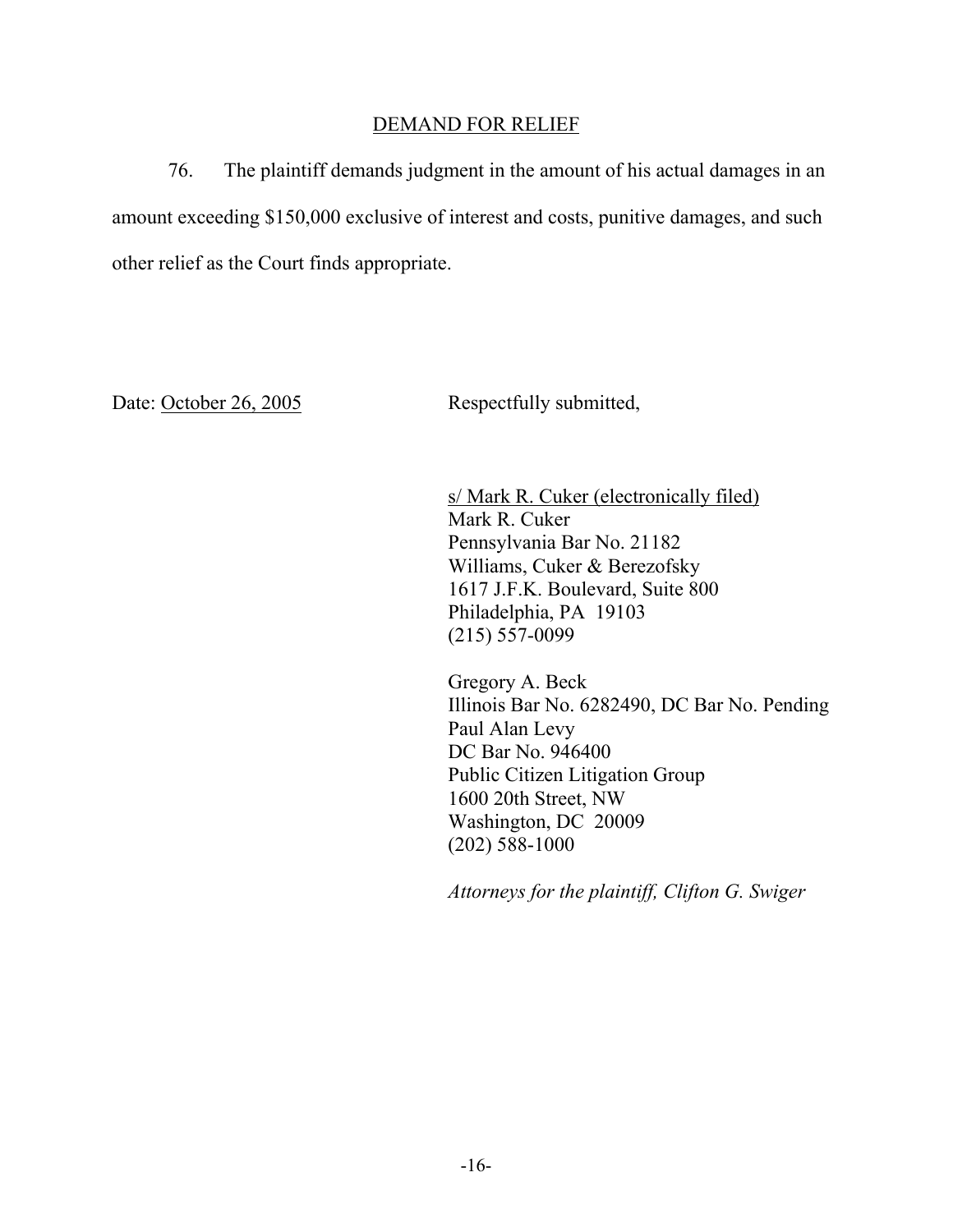## DEMAND FOR RELIEF

76. The plaintiff demands judgment in the amount of his actual damages in an amount exceeding $150,000 exclusive of interest and costs, punitive damages, and such other relief as the Court finds appropriate.

Date: October 26, 2005

Respectfully submitted,

s/ Mark R. Cuker (electronically filed)
Mark R. Cuker
Pennsylvania Bar No. 21182
Williams, Cuker & Berezofsky
1617 J.F.K. Boulevard, Suite 800
Philadelphia, PA 19103
(215) 557-0099

Gregory A. Beck
Illinois Bar No. 6282490, DC Bar No. Pending
Paul Alan Levy
DC Bar No. 946400
Public Citizen Litigation Group
1600 20th Street, NW
Washington, DC 20009
(202) 588-1000

*Attorneys for the plaintiff, Clifton G. Swiger*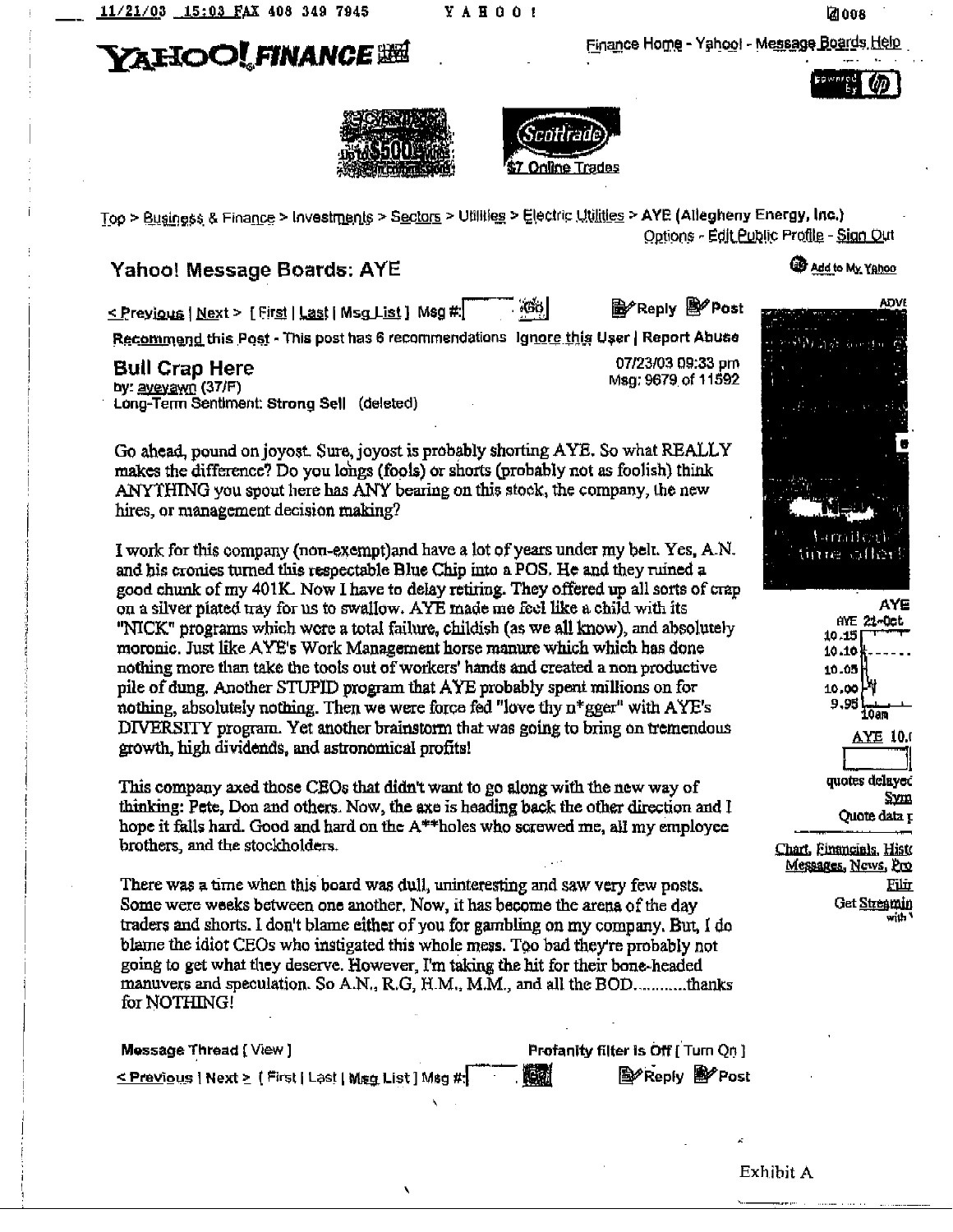Finance Home - Yahoo! - Message Boards Help

Top > Business & Finance > Investments > Sectors > Utilities > Electric Utilities > AYE (Allegheny Energy, Inc.)

Options - Edit Public Profile - Sign Out

## Yahoo! Message Boards: AYE

Add to My Yahoo

< Previous | Next > [ First | Last | Msg List ] Msg #: Reply Post

Recommend this Post - This post has 6 recommendations Ignore this User | Report Abuse

### Bull Crap Here

by: aveyawn (37/F)
Long-Term Sentiment: Strong Sell (deleted)

07/23/03 09:33 pm
Msg: 9679 of 11592

Go ahead, pound on joyost. Sure, joyost is probably shorting AYE. So what REALLY makes the difference? Do you longs (fools) or shorts (probably not as foolish) think ANYTHING you spout here has ANY bearing on this stock, the company, the new hires, or management decision making?

I work for this company (non-exempt)and have a lot of years under my belt. Yes, A.N. and his cronies turned this respectable Blue Chip into a POS. He and they ruined a good chunk of my 401K. Now I have to delay retiring. They offered up all sorts of crap on a silver plated tray for us to swallow. AYE made me feel like a child with its "NICK" programs which were a total failure, childish (as we all know), and absolutely moronic. Just like AYE's Work Management horse manure which which has done nothing more than take the tools out of workers' hands and created a non productive pile of dung. Another STUPID program that AYE probably spent millions on for nothing, absolutely nothing. Then we were force fed "love thy n*gger" with AYE's DIVERSITY program. Yet another brainstorm that was going to bring on tremendous growth, high dividends, and astronomical profits!

This company axed those CEOs that didn't want to go along with the new way of thinking: Pete, Don and others. Now, the axe is heading back the other direction and I hope it falls hard. Good and hard on the A**holes who screwed me, all my employee brothers, and the stockholders.

There was a time when this board was dull, uninteresting and saw very few posts. Some were weeks between one another. Now, it has become the arena of the day traders and shorts. I don't blame either of you for gambling on my company. But, I do blame the idiot CEOs who instigated this whole mess. Too bad they're probably not going to get what they deserve. However, I'm taking the hit for their bone-headed manuvers and speculation. So A.N., R.G, H.M., M.M., and all the BOD............thanks for NOTHING!

Message Thread [ View ] Profanity filter is Off [ Turn On ]

< Previous | Next > [ First | Last | Msg List ] Msg #: Reply Post

Exhibit A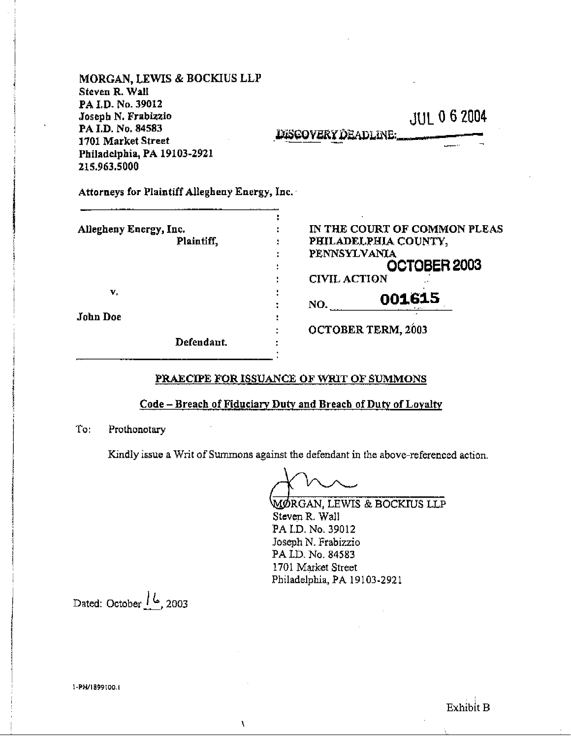MORGAN, LEWIS & BOCKIUS LLP
Steven R. Wall
PA I.D. No. 39012
Joseph N. Frabizzio
PA I.D. No. 84583
1701 Market Street
Philadelphia, PA 19103-2921
215.963.5000

JUL 0 6 2004

DISCOVERY DEADLINE:

Attorneys for Plaintiff Allegheny Energy, Inc.

| | |
|---|---|
| Allegheny Energy, Inc.<br>Plaintiff,<br><br>v.<br><br>John Doe<br>Defendant. | IN THE COURT OF COMMON PLEAS<br>PHILADELPHIA COUNTY,<br>PENNSYLVANIA<br>**OCTOBER 2003**<br>CIVIL ACTION<br>NO. **001615**<br><br>OCTOBER TERM, 2003 |

**PRAECIPE FOR ISSUANCE OF WRIT OF SUMMONS**

**Code – Breach of Fiduciary Duty and Breach of Duty of Loyalty**

To: Prothonotary

Kindly issue a Writ of Summons against the defendant in the above-referenced action.

MORGAN, LEWIS & BOCKIUS LLP
Steven R. Wall
PA I.D. No. 39012
Joseph N. Frabizzio
PA I.D. No. 84583
1701 Market Street
Philadelphia, PA 19103-2921

Dated: October 16, 2003

1-PH/1899100.1

Exhibit B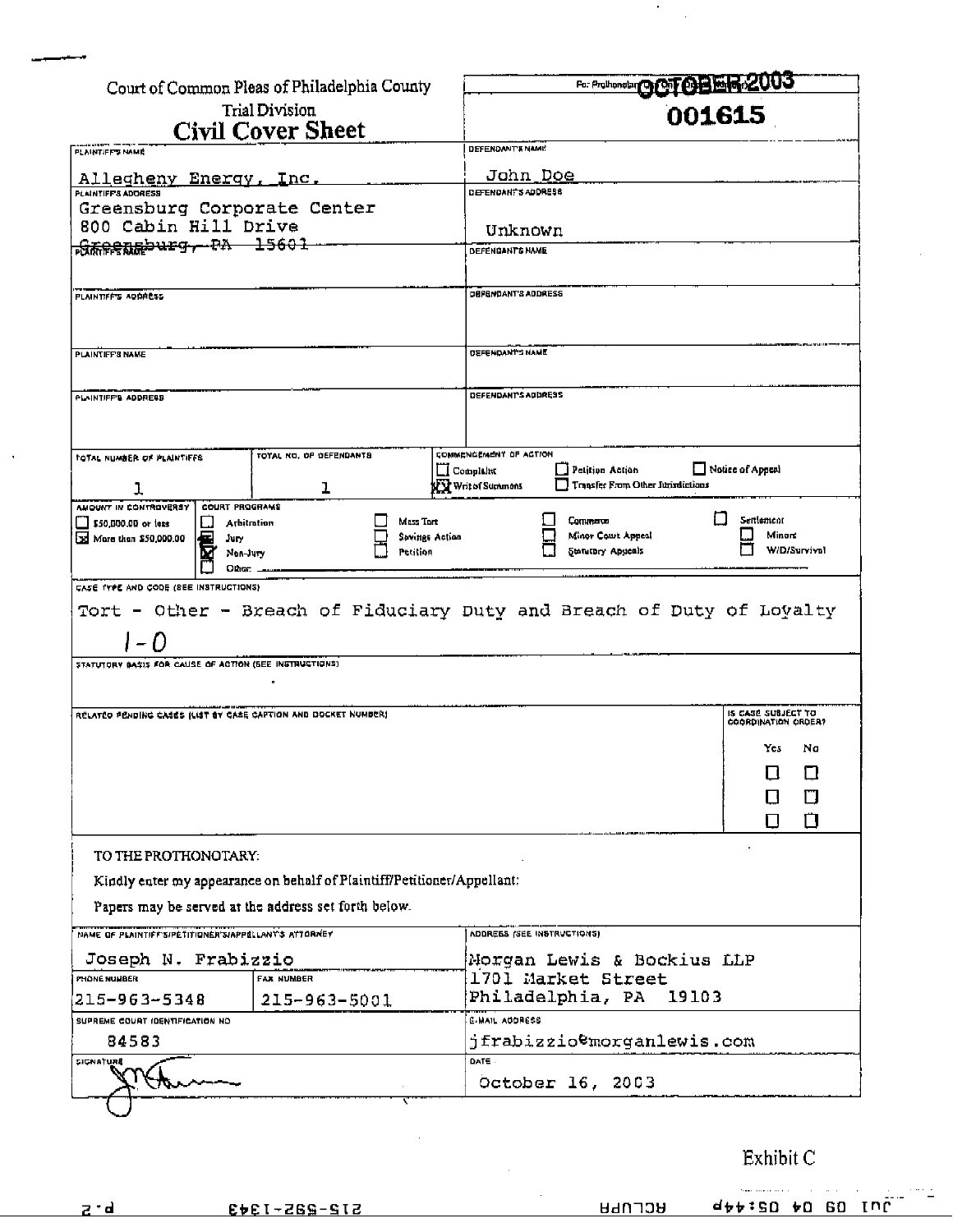# Court of Common Pleas of Philadelphia County

## Trial Division

## Civil Cover Sheet

For Prothonotary Use Only (Docket Number)

**OCTOBER 2003**

**001615**

| PLAINTIFF'S NAME | DEFENDANT'S NAME |
|---|---|
| Allegheny Energy, Inc. | John Doe |
| **PLAINTIFF'S ADDRESS** | **DEFENDANT'S ADDRESS** |
| Greensburg Corporate Center<br>800 Cabin Hill Drive<br>Greensburg, PA 15601 | Unknown |
| **PLAINTIFF'S NAME** | **DEFENDANT'S NAME** |
| | |
| **PLAINTIFF'S ADDRESS** | **DEFENDANT'S ADDRESS** |
| | |
| **PLAINTIFF'S NAME** | **DEFENDANT'S NAME** |
| | |
| **PLAINTIFF'S ADDRESS** | **DEFENDANT'S ADDRESS** |
| | |

| TOTAL NUMBER OF PLAINTIFFS | TOTAL NO. OF DEFENDANTS | COMMENCEMENT OF ACTION |
|---|---|---|
| 1 | 1 | ☐ Complaint ☒ Writ of Summons ☐ Petition Action ☐ Transfer From Other Jurisdictions ☐ Notice of Appeal |

**AMOUNT IN CONTROVERSY**
- ☐ $50,000.00 or less
- ☒ More than $50,000.00

**COURT PROGRAMS**
- ☐ Arbitration
- ☐ Jury
- ☒ Non-Jury
- ☐ Other: ______
- ☐ Mass Tort
- ☐ Savings Action
- ☐ Petition
- ☐ Commerce
- ☐ Minor Court Appeal
- ☐ Statutory Appeals
- ☐ Settlement
- ☐ Minors
- ☐ W/D/Survival

**CASE TYPE AND CODE (SEE INSTRUCTIONS)**

Tort - Other - Breach of Fiduciary Duty and Breach of Duty of Loyalty

1-O

**STATUTORY BASIS FOR CAUSE OF ACTION (SEE INSTRUCTIONS)**

**RELATED PENDING CASES (LIST BY CASE CAPTION AND DOCKET NUMBER)**

**IS CASE SUBJECT TO COORDINATION ORDER?**

| Yes | No |
|---|---|
| ☐ | ☐ |
| ☐ | ☐ |
| ☐ | ☐ |

TO THE PROTHONOTARY:

Kindly enter my appearance on behalf of Plaintiff/Petitioner/Appellant:

Papers may be served at the address set forth below.

| NAME OF PLAINTIFF'S/PETITIONER'S/APPELLANT'S ATTORNEY | | ADDRESS (SEE INSTRUCTIONS) |
|---|---|---|
| Joseph N. Frabizzio | | Morgan Lewis & Bockius LLP<br>1701 Market Street<br>Philadelphia, PA 19103 |
| **PHONE NUMBER** | **FAX NUMBER** | |
| 215-963-5348 | 215-963-5001 | |
| **SUPREME COURT IDENTIFICATION NO.** | | **E-MAIL ADDRESS** |
| 84583 | | jfrabizzio@morganlewis.com |
| **SIGNATURE** | | **DATE** |
| [signature] | | October 16, 2003 |

Exhibit C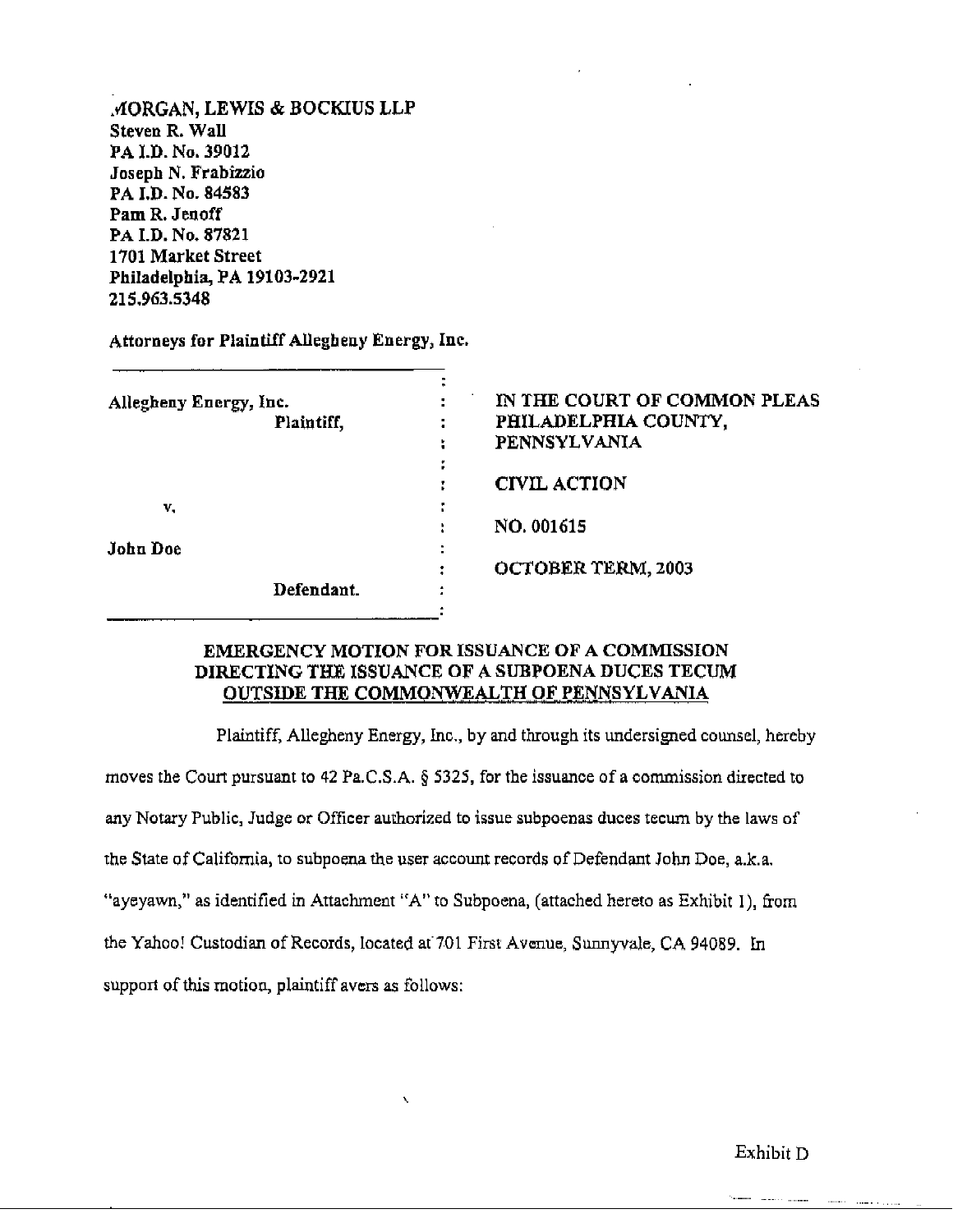MORGAN, LEWIS & BOCKIUS LLP
Steven R. Wall
PA I.D. No. 39012
Joseph N. Frabizzio
PA I.D. No. 84583
Pam R. Jenoff
PA I.D. No. 87821
1701 Market Street
Philadelphia, PA 19103-2921
215.963.5348

Attorneys for Plaintiff Allegheny Energy, Inc.

| | |
|---|---|
| Allegheny Energy, Inc.<br>Plaintiff,<br><br>v.<br><br>John Doe<br>Defendant. | IN THE COURT OF COMMON PLEAS<br>PHILADELPHIA COUNTY,<br>PENNSYLVANIA<br><br>CIVIL ACTION<br><br>NO. 001615<br><br>OCTOBER TERM, 2003 |

## EMERGENCY MOTION FOR ISSUANCE OF A COMMISSION DIRECTING THE ISSUANCE OF A SUBPOENA DUCES TECUM OUTSIDE THE COMMONWEALTH OF PENNSYLVANIA

Plaintiff, Allegheny Energy, Inc., by and through its undersigned counsel, hereby moves the Court pursuant to 42 Pa.C.S.A. § 5325, for the issuance of a commission directed to any Notary Public, Judge or Officer authorized to issue subpoenas duces tecum by the laws of the State of California, to subpoena the user account records of Defendant John Doe, a.k.a. "ayeyawn," as identified in Attachment "A" to Subpoena, (attached hereto as Exhibit 1), from the Yahoo! Custodian of Records, located at 701 First Avenue, Sunnyvale, CA 94089. In support of this motion, plaintiff avers as follows:

Exhibit D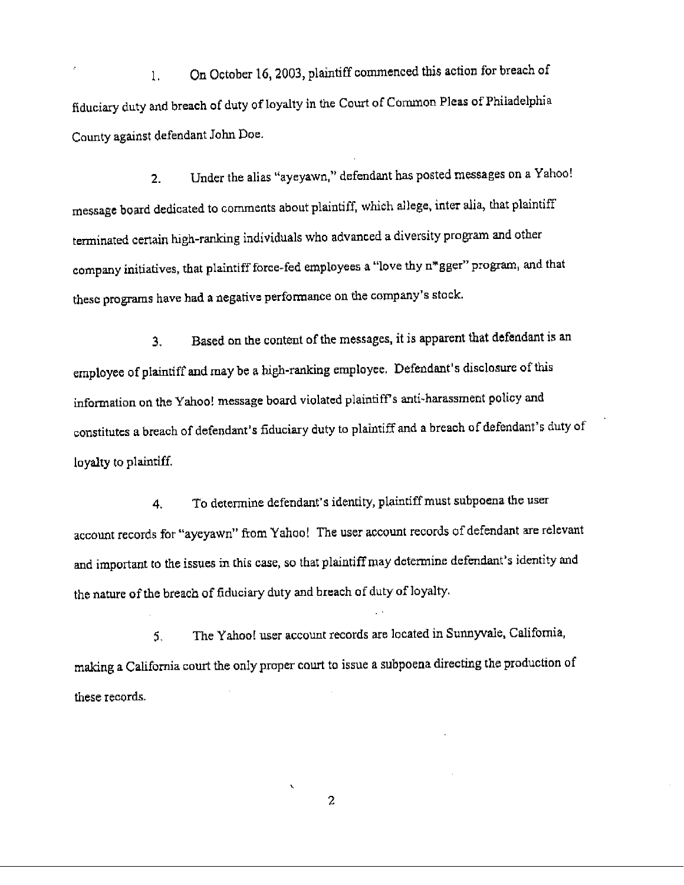1. On October 16, 2003, plaintiff commenced this action for breach of fiduciary duty and breach of duty of loyalty in the Court of Common Pleas of Philadelphia County against defendant John Doe.

2. Under the alias "ayeyawn," defendant has posted messages on a Yahoo! message board dedicated to comments about plaintiff, which allege, inter alia, that plaintiff terminated certain high-ranking individuals who advanced a diversity program and other company initiatives, that plaintiff force-fed employees a "love thy n*gger" program, and that these programs have had a negative performance on the company's stock.

3. Based on the content of the messages, it is apparent that defendant is an employee of plaintiff and may be a high-ranking employee. Defendant's disclosure of this information on the Yahoo! message board violated plaintiff's anti-harassment policy and constitutes a breach of defendant's fiduciary duty to plaintiff and a breach of defendant's duty of loyalty to plaintiff.

4. To determine defendant's identity, plaintiff must subpoena the user account records for "ayeyawn" from Yahoo! The user account records of defendant are relevant and important to the issues in this case, so that plaintiff may determine defendant's identity and the nature of the breach of fiduciary duty and breach of duty of loyalty.

5. The Yahoo! user account records are located in Sunnyvale, California, making a California court the only proper court to issue a subpoena directing the production of these records.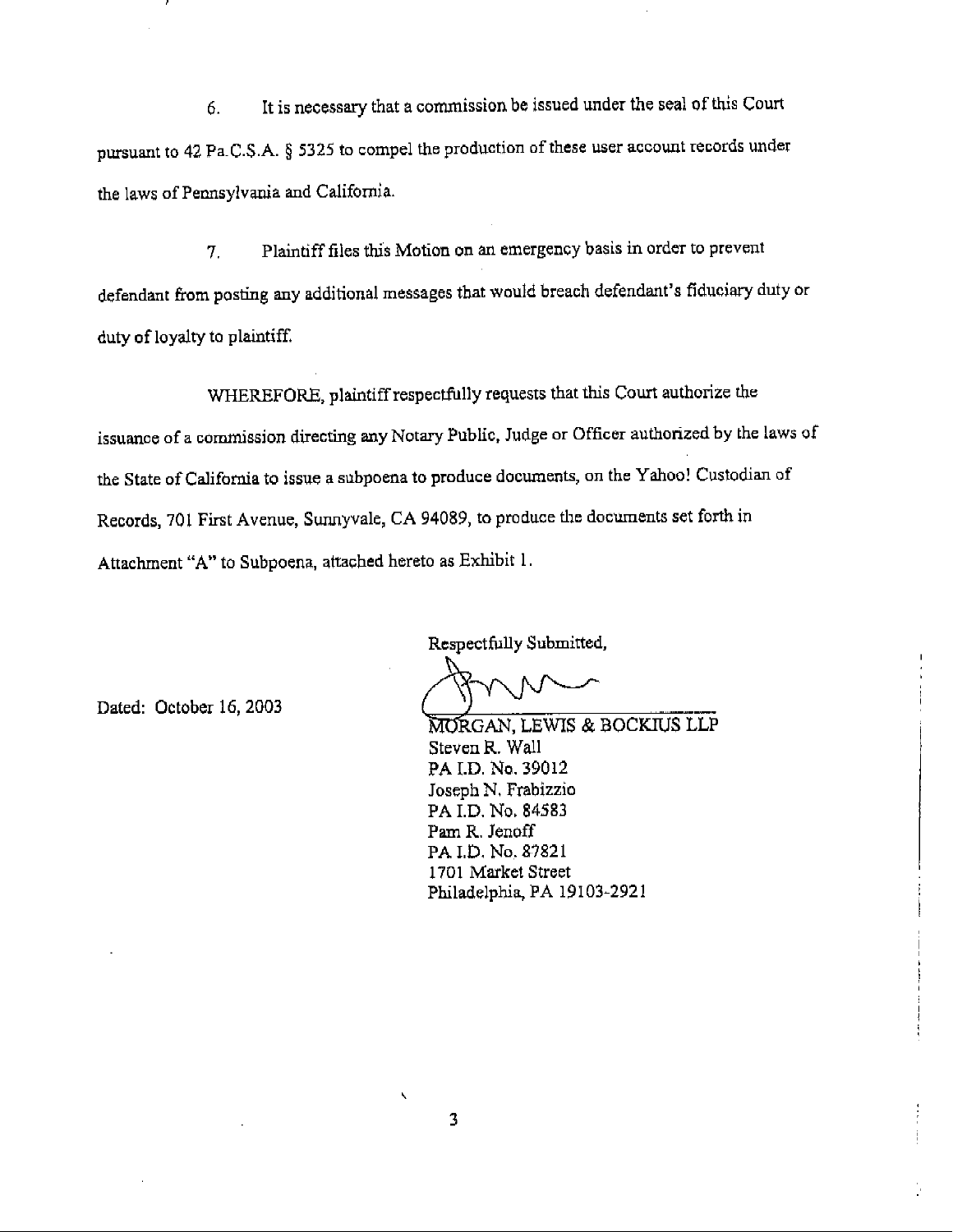6. It is necessary that a commission be issued under the seal of this Court pursuant to 42 Pa.C.S.A. § 5325 to compel the production of these user account records under the laws of Pennsylvania and California.

7. Plaintiff files this Motion on an emergency basis in order to prevent defendant from posting any additional messages that would breach defendant's fiduciary duty or duty of loyalty to plaintiff.

WHEREFORE, plaintiff respectfully requests that this Court authorize the issuance of a commission directing any Notary Public, Judge or Officer authorized by the laws of the State of California to issue a subpoena to produce documents, on the Yahoo! Custodian of Records, 701 First Avenue, Sunnyvale, CA 94089, to produce the documents set forth in Attachment "A" to Subpoena, attached hereto as Exhibit 1.

Dated: October 16, 2003

Respectfully Submitted,

MORGAN, LEWIS & BOCKIUS LLP
Steven R. Wall
PA I.D. No. 39012
Joseph N. Frabizzio
PA I.D. No. 84583
Pam R. Jenoff
PA I.D. No. 87821
1701 Market Street
Philadelphia, PA 19103-2921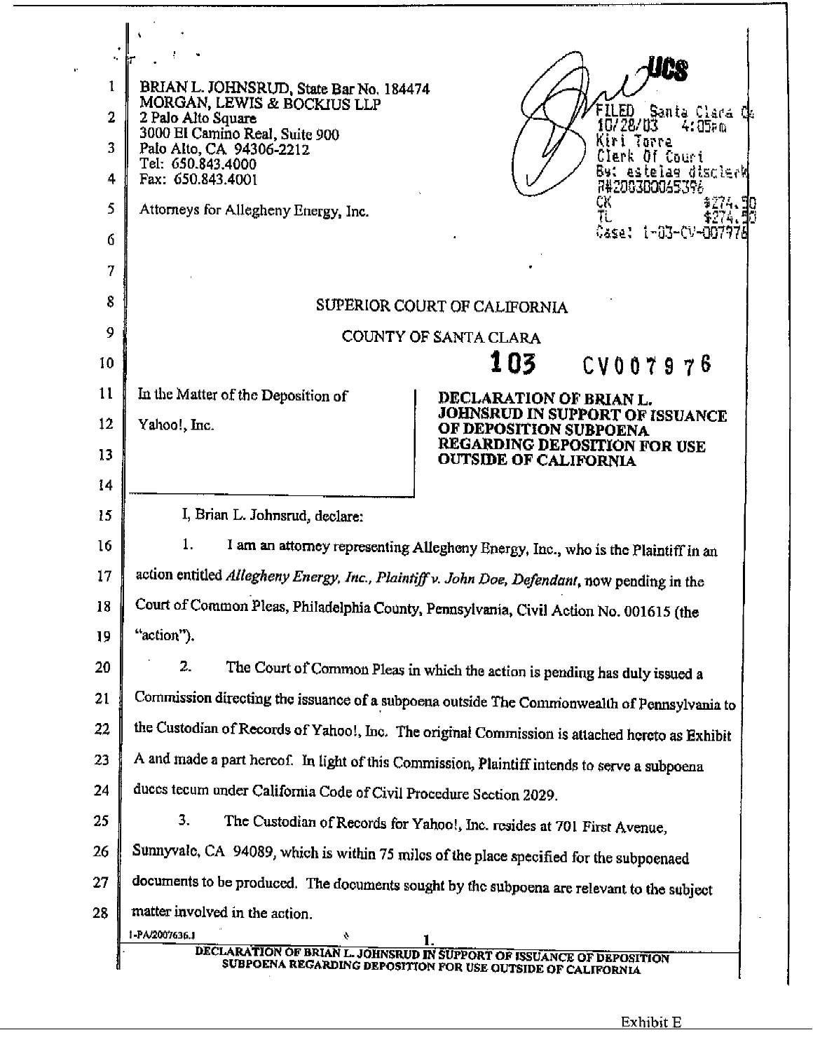BRIAN L. JOHNSRUD, State Bar No. 184474
MORGAN, LEWIS & BOCKIUS LLP
2 Palo Alto Square
3000 El Camino Real, Suite 900
Palo Alto, CA 94306-2212
Tel: 650.843.4000
Fax: 650.843.4001

Attorneys for Allegheny Energy, Inc.

FILED Santa Clara Co
10/28/03 4:05pm
Kiri Torre
Clerk Of Court
By: estelas disclerk
R#2003000065396
CK $274.50
TL $274.50
Case: 1-03-CV-007976

SUPERIOR COURT OF CALIFORNIA

COUNTY OF SANTA CLARA

**103 CV007976**

In the Matter of the Deposition of

Yahoo!, Inc.

**DECLARATION OF BRIAN L. JOHNSRUD IN SUPPORT OF ISSUANCE OF DEPOSITION SUBPOENA REGARDING DEPOSITION FOR USE OUTSIDE OF CALIFORNIA**

I, Brian L. Johnsrud, declare:

1. I am an attorney representing Allegheny Energy, Inc., who is the Plaintiff in an action entitled *Allegheny Energy, Inc., Plaintiff v. John Doe, Defendant*, now pending in the Court of Common Pleas, Philadelphia County, Pennsylvania, Civil Action No. 001615 (the "action").

2. The Court of Common Pleas in which the action is pending has duly issued a Commission directing the issuance of a subpoena outside The Commonwealth of Pennsylvania to the Custodian of Records of Yahoo!, Inc. The original Commission is attached hereto as Exhibit A and made a part hereof. In light of this Commission, Plaintiff intends to serve a subpoena duces tecum under California Code of Civil Procedure Section 2029.

3. The Custodian of Records for Yahoo!, Inc. resides at 701 First Avenue, Sunnyvale, CA 94089, which is within 75 miles of the place specified for the subpoenaed documents to be produced. The documents sought by the subpoena are relevant to the subject matter involved in the action.

1-PA/2007636.1

DECLARATION OF BRIAN L. JOHNSRUD IN SUPPORT OF ISSUANCE OF DEPOSITION SUBPOENA REGARDING DEPOSITION FOR USE OUTSIDE OF CALIFORNIA

Exhibit E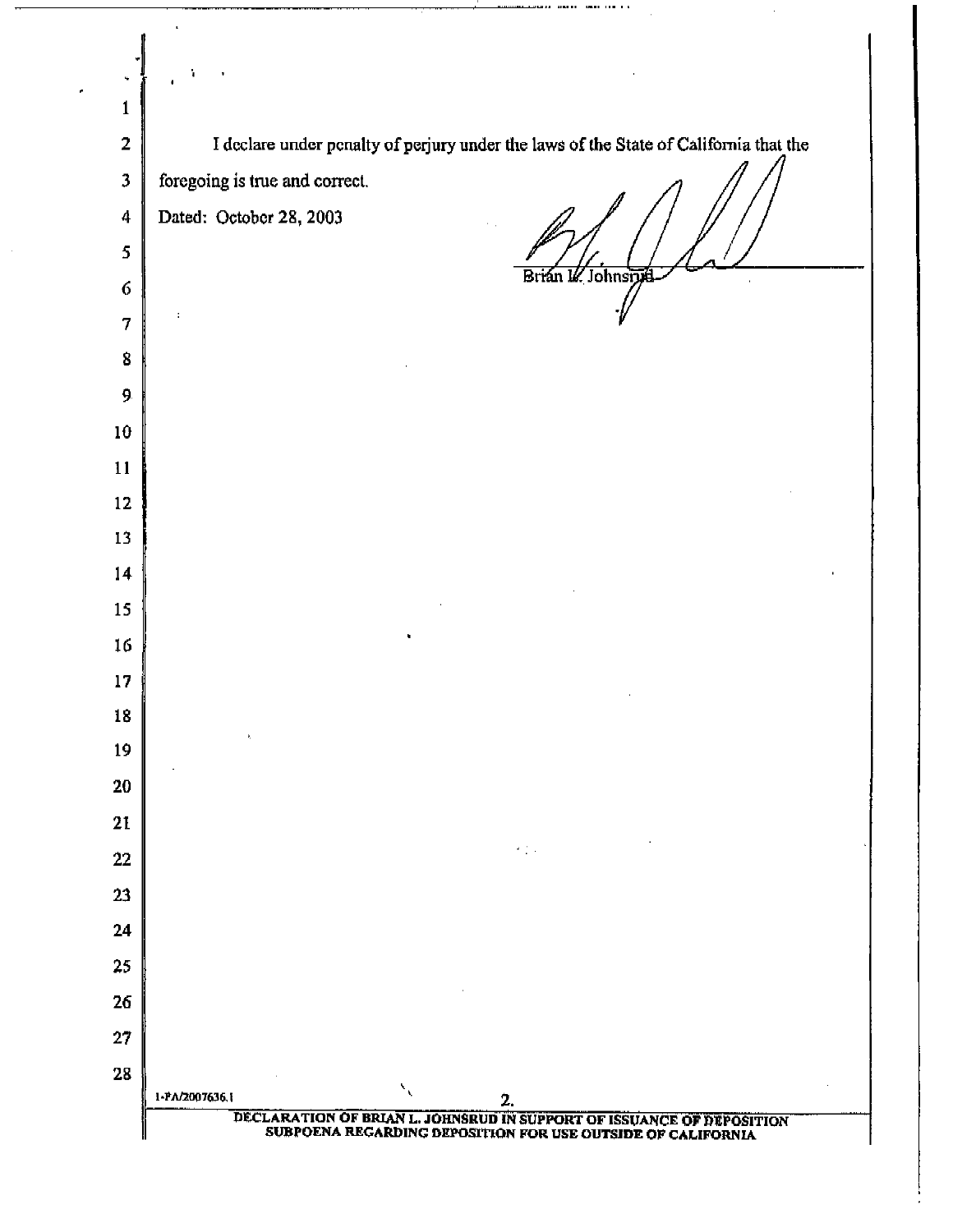I declare under penalty of perjury under the laws of the State of California that the foregoing is true and correct.

Dated: October 28, 2003

Brian L. Johnsrud

1-PA/2007636.1

DECLARATION OF BRIAN L. JOHNSRUD IN SUPPORT OF ISSUANCE OF DEPOSITION SUBPOENA REGARDING DEPOSITION FOR USE OUTSIDE OF CALIFORNIA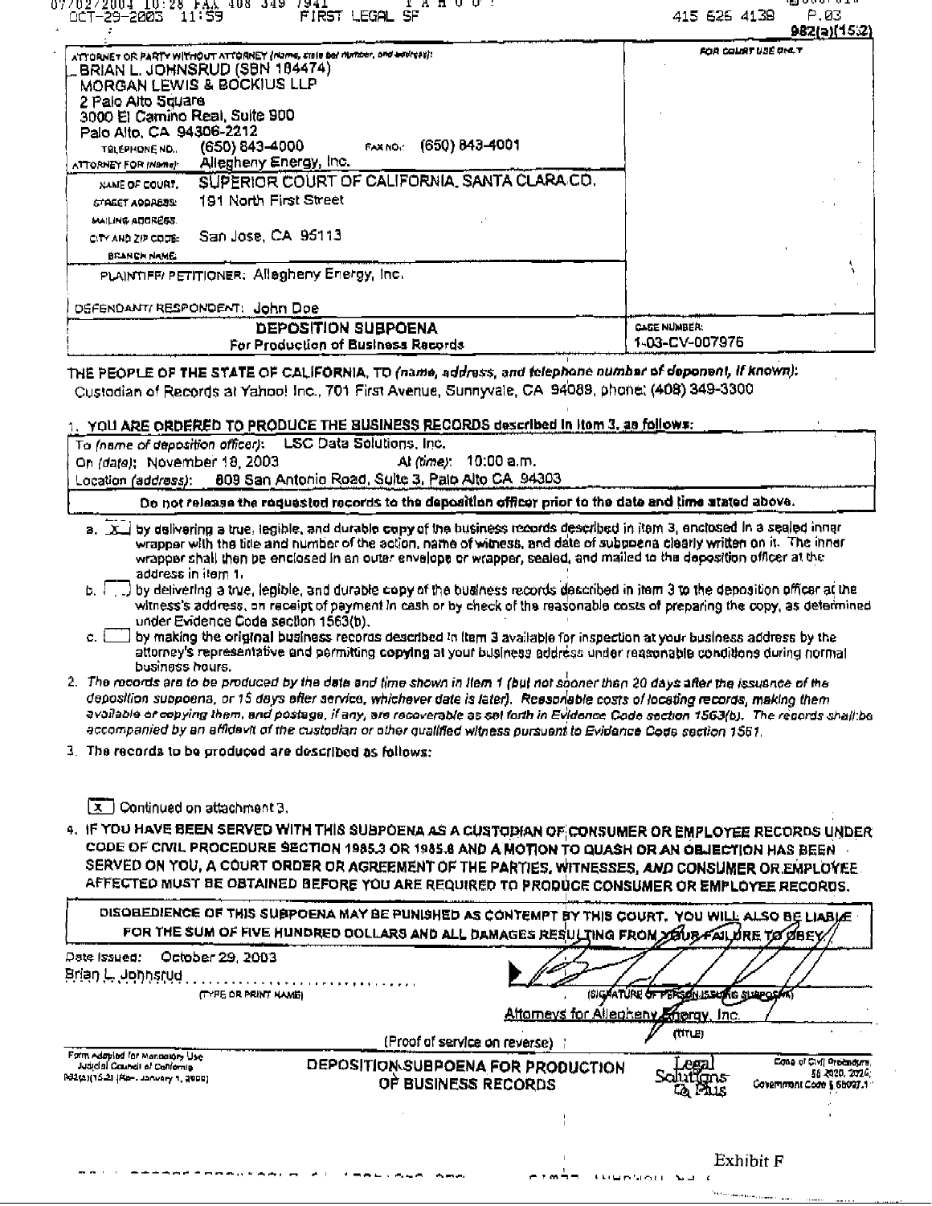982(a)(15.2)

ATTORNEY OR PARTY WITHOUT ATTORNEY *(name, state bar number, and address)*:
BRIAN L. JOHNSRUD (SBN 184474)
MORGAN LEWIS & BOCKIUS LLP
2 Palo Alto Square
3000 El Camino Real, Suite 900
Palo Alto, CA 94306-2212
TELEPHONE NO.: (650) 843-4000 FAX NO.: (650) 843-4001
ATTORNEY FOR *(Name)*: Allegheny Energy, Inc.

FOR COURT USE ONLY

NAME OF COURT: SUPERIOR COURT OF CALIFORNIA, SANTA CLARA CO.
STREET ADDRESS: 191 North First Street
MAILING ADDRESS:
CITY AND ZIP CODE: San Jose, CA 95113
BRANCH NAME:

PLAINTIFF/ PETITIONER: Allegheny Energy, Inc.

DEFENDANT/ RESPONDENT: John Doe

**DEPOSITION SUBPOENA**
For Production of Business Records

CASE NUMBER:
1-03-CV-007976

THE PEOPLE OF THE STATE OF CALIFORNIA, TO *(name, address, and telephone number of deponent, if known)*:
Custodian of Records at Yahoo! Inc., 701 First Avenue, Sunnyvale, CA 94089, phone: (408) 349-3300

1. **YOU ARE ORDERED TO PRODUCE THE BUSINESS RECORDS described in item 3, as follows:**

To *(name of deposition officer)*: LSC Data Solutions, Inc.
On *(date)*: November 18, 2003 At *(time)*: 10:00 a.m.
Location *(address)*: 809 San Antonio Road, Suite 3, Palo Alto CA 94303

**Do not release the requested records to the deposition officer prior to the date and time stated above.**

a. [X] by delivering a true, legible, and durable copy of the business records described in item 3, enclosed in a sealed inner wrapper with the title and number of the action, name of witness, and date of subpoena clearly written on it. The inner wrapper shall then be enclosed in an outer envelope or wrapper, sealed, and mailed to the deposition officer at the address in item 1.

b. [ ] by delivering a true, legible, and durable copy of the business records described in item 3 to the deposition officer at the witness's address, on receipt of payment in cash or by check of the reasonable costs of preparing the copy, as determined under Evidence Code section 1563(b).

c. [ ] by making the original business records described in item 3 available for inspection at your business address by the attorney's representative and permitting copying at your business address under reasonable conditions during normal business hours.

2. *The records are to be produced by the date and time shown in item 1 (but not sooner than 20 days after the issuance of the deposition subpoena, or 15 days after service, whichever date is later). Reasonable costs of locating records, making them available or copying them, and postage, if any, are recoverable as set forth in Evidence Code section 1563(b). The records shall be accompanied by an affidavit of the custodian or other qualified witness pursuant to Evidence Code section 1561.*

3. The records to be produced are described as follows:

[X] Continued on attachment 3.

4. **IF YOU HAVE BEEN SERVED WITH THIS SUBPOENA AS A CUSTODIAN OF CONSUMER OR EMPLOYEE RECORDS UNDER CODE OF CIVIL PROCEDURE SECTION 1985.3 OR 1985.6 AND A MOTION TO QUASH OR AN OBJECTION HAS BEEN SERVED ON YOU, A COURT ORDER OR AGREEMENT OF THE PARTIES, WITNESSES, *AND* CONSUMER OR EMPLOYEE AFFECTED MUST BE OBTAINED BEFORE YOU ARE REQUIRED TO PRODUCE CONSUMER OR EMPLOYEE RECORDS.**

**DISOBEDIENCE OF THIS SUBPOENA MAY BE PUNISHED AS CONTEMPT BY THIS COURT. YOU WILL ALSO BE LIABLE FOR THE SUM OF FIVE HUNDRED DOLLARS AND ALL DAMAGES RESULTING FROM YOUR FAILURE TO OBEY.**

Date Issued: October 29, 2003
Brian L. Johnsrud
(TYPE OR PRINT NAME)

(SIGNATURE OF PERSON ISSUING SUBPOENA)
Attorneys for Allegheny Energy, Inc.
(TITLE)

(Proof of service on reverse)

Form Adopted for Mandatory Use
Judicial Council of California
982(a)(15.2) [Rev. January 1, 2000]

**DEPOSITION SUBPOENA FOR PRODUCTION OF BUSINESS RECORDS**

Code of Civil Procedure, §§ 2020, 2026;
Government Code § 68097.1

Exhibit F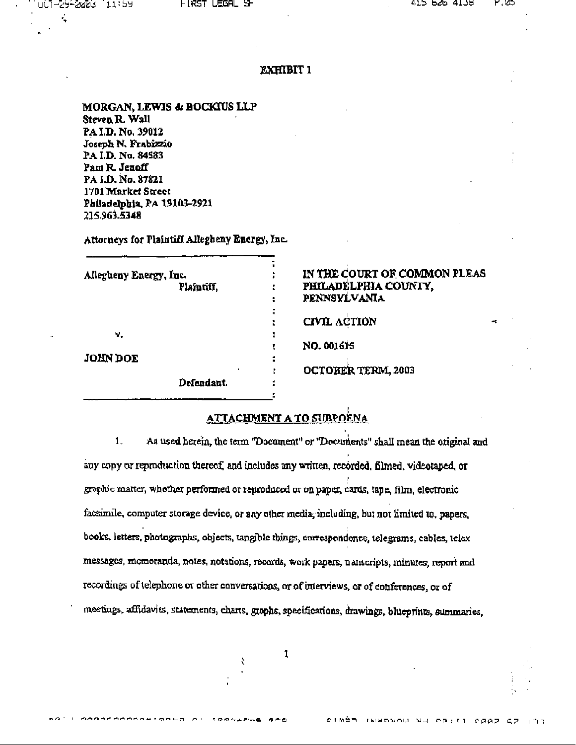# EXHIBIT 1

**MORGAN, LEWIS & BOCKIUS LLP**
**Steven R. Wall**
**PA I.D. No. 39012**
**Joseph N. Frabizzio**
**PA I.D. No. 84583**
**Pam R. Jenoff**
**PA I.D. No. 87821**
**1701 Market Street**
**Philadelphia, PA 19103-2921**
**215.963.5348**

**Attorneys for Plaintiff Allegheny Energy, Inc.**

| | |
|---|---|
| Allegheny Energy, Inc.<br>Plaintiff,<br><br>v.<br><br>**JOHN DOE**<br>Defendant. | **IN THE COURT OF COMMON PLEAS PHILADELPHIA COUNTY, PENNSYLVANIA**<br><br>**CIVIL ACTION**<br><br>**NO. 001615**<br><br>**OCTOBER TERM, 2003** |

## ATTACHMENT A TO SUBPOENA

1. As used herein, the term "Document" or "Documents" shall mean the original and any copy or reproduction thereof, and includes any written, recorded, filmed, videotaped, or graphic matter, whether performed or reproduced or on paper, cards, tape, film, electronic facsimile, computer storage device, or any other media, including, but not limited to, papers, books, letters, photographs, objects, tangible things, correspondence, telegrams, cables, telex messages, memoranda, notes, notations, records, work papers, transcripts, minutes, report and recordings of telephone or other conversations, or of interviews, or of conferences, or of meetings, affidavits, statements, charts, graphs, specifications, drawings, blueprints, summaries,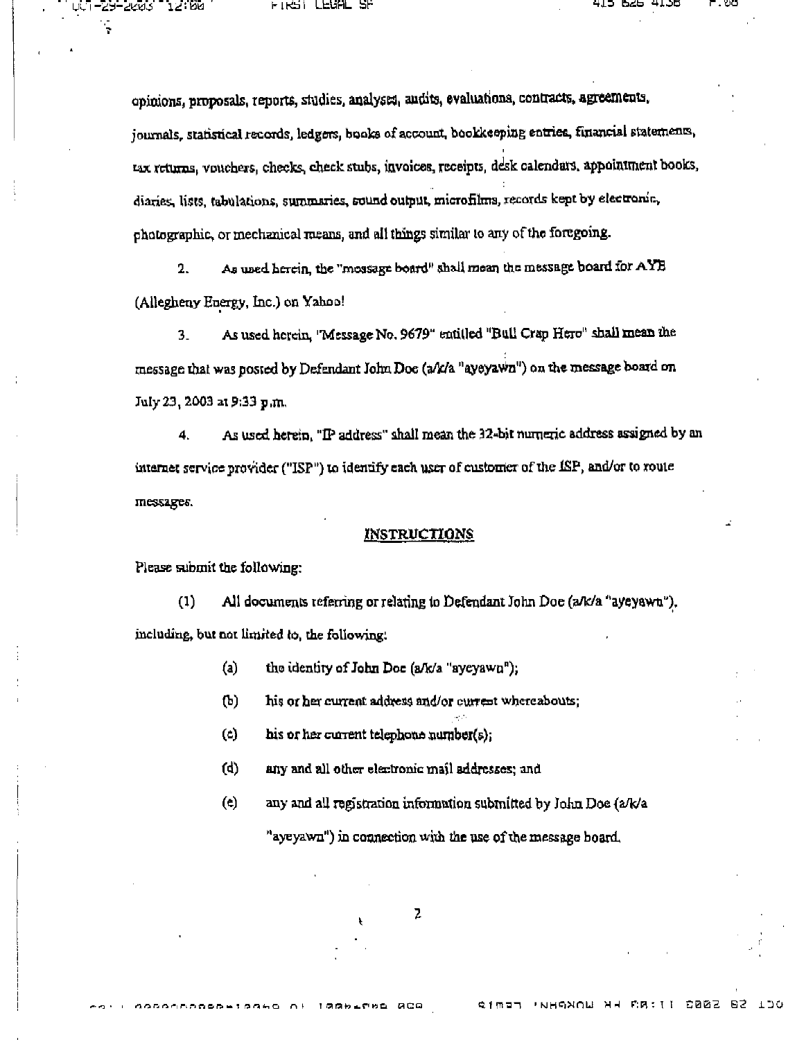opinions, proposals, reports, studies, analyses, audits, evaluations, contracts, agreements, journals, statistical records, ledgers, books of account, bookkeeping entries, financial statements, tax returns, vouchers, checks, check stubs, invoices, receipts, desk calendars, appointment books, diaries, lists, tabulations, summaries, sound output, microfilms, records kept by electronic, photographic, or mechanical means, and all things similar to any of the foregoing.

2. As used herein, the "message board" shall mean the message board for AYE (Allegheny Energy, Inc.) on Yahoo!

3. As used herein, "Message No. 9679" entitled "Bull Crap Hero" shall mean the message that was posted by Defendant John Doe (a/k/a "ayeyawn") on the message board on July 23, 2003 at 9:33 p.m.

4. As used herein, "IP address" shall mean the 32-bit numeric address assigned by an internet service provider ("ISP") to identify each user of customer of the ISP, and/or to route messages.

## INSTRUCTIONS

Please submit the following:

(1) All documents referring or relating to Defendant John Doe (a/k/a "ayeyawn"), including, but not limited to, the following:

(a) the identity of John Doe (a/k/a "ayeyawn");

(b) his or her current address and/or current whereabouts;

(c) his or her current telephone number(s);

(d) any and all other electronic mail addresses; and

(e) any and all registration information submitted by John Doe (a/k/a "ayeyawn") in connection with the use of the message board.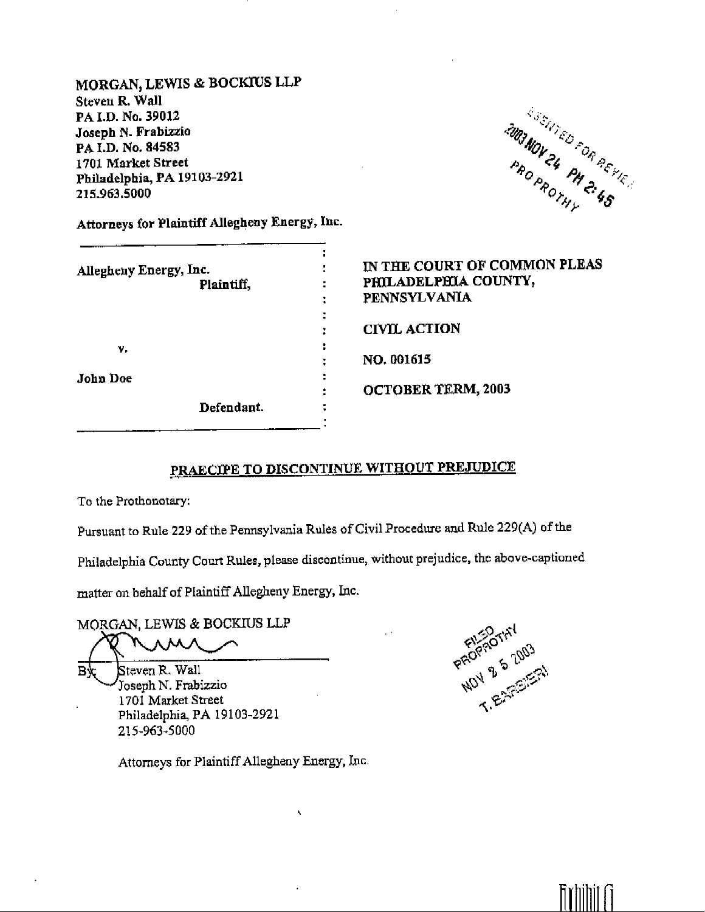MORGAN, LEWIS & BOCKIUS LLP
Steven R. Wall
PA I.D. No. 39012
Joseph N. Frabizzio
PA I.D. No. 84583
1701 Market Street
Philadelphia, PA 19103-2921
215.963.5000

Attorneys for Plaintiff Allegheny Energy, Inc.

ENTERED FOR REVIEW
2003 NOV 24 PM 2:45
PRO PROTHY

| | |
|---|---|
| Allegheny Energy, Inc.<br>Plaintiff,<br><br>v.<br><br>John Doe<br>Defendant. | IN THE COURT OF COMMON PLEAS<br>PHILADELPHIA COUNTY,<br>PENNSYLVANIA<br><br>CIVIL ACTION<br><br>NO. 001615<br><br>OCTOBER TERM, 2003 |

## PRAECIPE TO DISCONTINUE WITHOUT PREJUDICE

To the Prothonotary:

Pursuant to Rule 229 of the Pennsylvania Rules of Civil Procedure and Rule 229(A) of the Philadelphia County Court Rules, please discontinue, without prejudice, the above-captioned matter on behalf of Plaintiff Allegheny Energy, Inc.

MORGAN, LEWIS & BOCKIUS LLP

By: Steven R. Wall
Joseph N. Frabizzio
1701 Market Street
Philadelphia, PA 19103-2921
215-963-5000

Attorneys for Plaintiff Allegheny Energy, Inc.

FILED
PROPROTHY
NOV 25 2003
T. BARBIERI

Exhibit G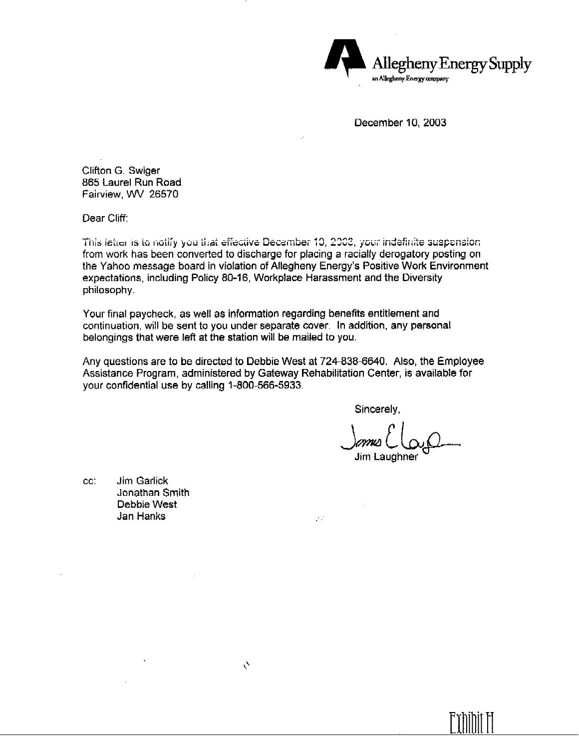Allegheny Energy Supply

an Allegheny Energy company

December 10, 2003

Clifton G. Swiger
865 Laurel Run Road
Fairview, WV 26570

Dear Cliff:

This letter is to notify you that effective December 10, 2003, your indefinite suspension from work has been converted to discharge for placing a racially derogatory posting on the Yahoo message board in violation of Allegheny Energy's Positive Work Environment expectations, including Policy 80-16, Workplace Harassment and the Diversity philosophy.

Your final paycheck, as well as information regarding benefits entitlement and continuation, will be sent to you under separate cover. In addition, any personal belongings that were left at the station will be mailed to you.

Any questions are to be directed to Debbie West at 724-838-6640. Also, the Employee Assistance Program, administered by Gateway Rehabilitation Center, is available for your confidential use by calling 1-800-566-5933.

Sincerely,

Jim Laughner

cc: Jim Garlick
Jonathan Smith
Debbie West
Jan Hanks

Exhibit H